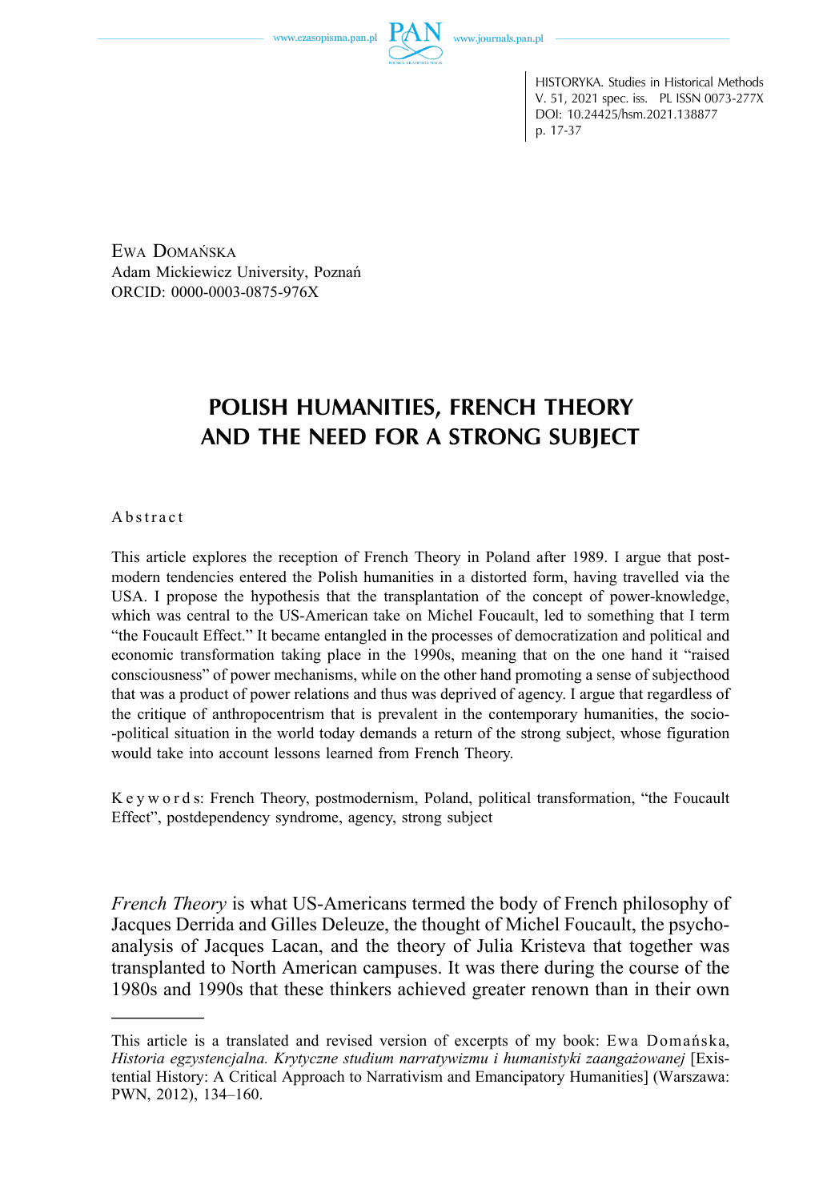Ewa Domańska
Adam Mickiewicz University, Poznań
ORCID: 0000-0003-0875-976X

# POLISH HUMANITIES, FRENCH THEORY AND THE NEED FOR A STRONG SUBJECT

Abstract

This article explores the reception of French Theory in Poland after 1989. I argue that postmodern tendencies entered the Polish humanities in a distorted form, having travelled via the USA. I propose the hypothesis that the transplantation of the concept of power-knowledge, which was central to the US-American take on Michel Foucault, led to something that I term "the Foucault Effect." It became entangled in the processes of democratization and political and economic transformation taking place in the 1990s, meaning that on the one hand it "raised consciousness" of power mechanisms, while on the other hand promoting a sense of subjecthood that was a product of power relations and thus was deprived of agency. I argue that regardless of the critique of anthropocentrism that is prevalent in the contemporary humanities, the socio-political situation in the world today demands a return of the strong subject, whose figuration would take into account lessons learned from French Theory.

Keywords: French Theory, postmodernism, Poland, political transformation, "the Foucault Effect", postdependency syndrome, agency, strong subject

*French Theory* is what US-Americans termed the body of French philosophy of Jacques Derrida and Gilles Deleuze, the thought of Michel Foucault, the psychoanalysis of Jacques Lacan, and the theory of Julia Kristeva that together was transplanted to North American campuses. It was there during the course of the 1980s and 1990s that these thinkers achieved greater renown than in their own

---

This article is a translated and revised version of excerpts of my book: Ewa Domańska, *Historia egzystencjalna. Krytyczne studium narratywizmu i humanistyki zaangażowanej* [Existential History: A Critical Approach to Narrativism and Emancipatory Humanities] (Warszawa: PWN, 2012), 134–160.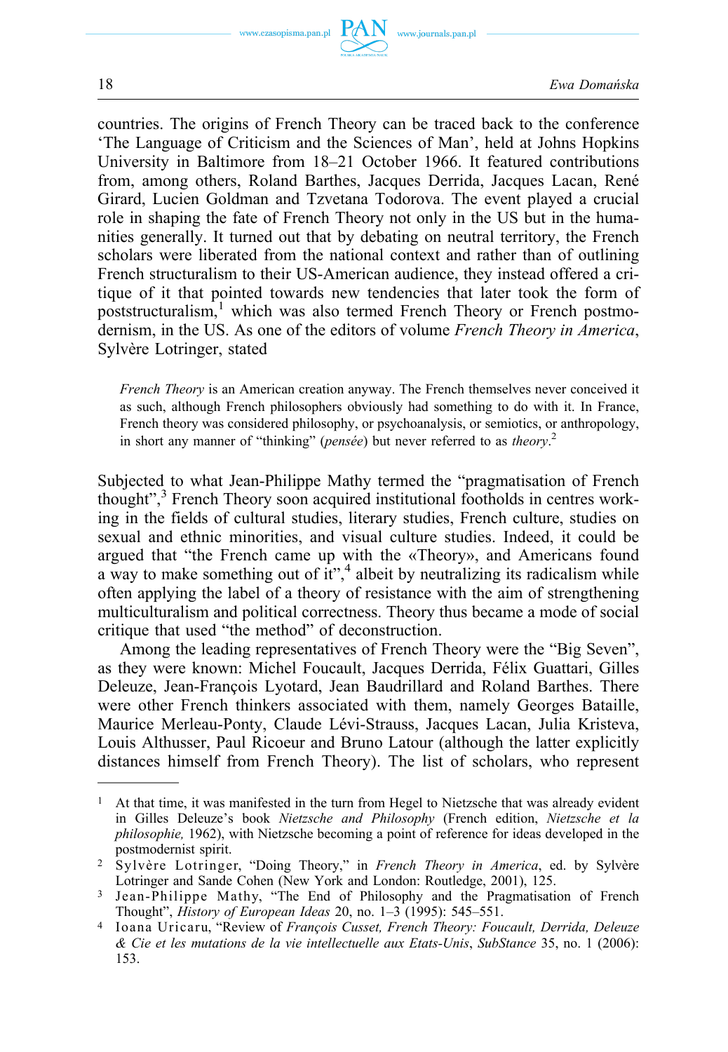countries. The origins of French Theory can be traced back to the conference 'The Language of Criticism and the Sciences of Man', held at Johns Hopkins University in Baltimore from 18–21 October 1966. It featured contributions from, among others, Roland Barthes, Jacques Derrida, Jacques Lacan, René Girard, Lucien Goldman and Tzvetana Todorova. The event played a crucial role in shaping the fate of French Theory not only in the US but in the humanities generally. It turned out that by debating on neutral territory, the French scholars were liberated from the national context and rather than of outlining French structuralism to their US-American audience, they instead offered a critique of it that pointed towards new tendencies that later took the form of poststructuralism,[1] which was also termed French Theory or French postmodernism, in the US. As one of the editors of volume *French Theory in America*, Sylvère Lotringer, stated

> *French Theory* is an American creation anyway. The French themselves never conceived it as such, although French philosophers obviously had something to do with it. In France, French theory was considered philosophy, or psychoanalysis, or semiotics, or anthropology, in short any manner of "thinking" (*pensée*) but never referred to as *theory*.[2]

Subjected to what Jean-Philippe Mathy termed the "pragmatisation of French thought",[3] French Theory soon acquired institutional footholds in centres working in the fields of cultural studies, literary studies, French culture, studies on sexual and ethnic minorities, and visual culture studies. Indeed, it could be argued that "the French came up with the «Theory», and Americans found a way to make something out of it",[4] albeit by neutralizing its radicalism while often applying the label of a theory of resistance with the aim of strengthening multiculturalism and political correctness. Theory thus became a mode of social critique that used "the method" of deconstruction.

Among the leading representatives of French Theory were the "Big Seven", as they were known: Michel Foucault, Jacques Derrida, Félix Guattari, Gilles Deleuze, Jean-François Lyotard, Jean Baudrillard and Roland Barthes. There were other French thinkers associated with them, namely Georges Bataille, Maurice Merleau-Ponty, Claude Lévi-Strauss, Jacques Lacan, Julia Kristeva, Louis Althusser, Paul Ricoeur and Bruno Latour (although the latter explicitly distances himself from French Theory). The list of scholars, who represent

---

[1] At that time, it was manifested in the turn from Hegel to Nietzsche that was already evident in Gilles Deleuze's book *Nietzsche and Philosophy* (French edition, *Nietzsche et la philosophie,* 1962), with Nietzsche becoming a point of reference for ideas developed in the postmodernist spirit.

[2] Sylvère Lotringer, "Doing Theory," in *French Theory in America*, ed. by Sylvère Lotringer and Sande Cohen (New York and London: Routledge, 2001), 125.

[3] Jean-Philippe Mathy, "The End of Philosophy and the Pragmatisation of French Thought", *History of European Ideas* 20, no. 1–3 (1995): 545–551.

[4] Ioana Uricaru, "Review of *François Cusset, French Theory: Foucault, Derrida, Deleuze & Cie et les mutations de la vie intellectuelle aux Etats-Unis*, *SubStance* 35, no. 1 (2006): 153.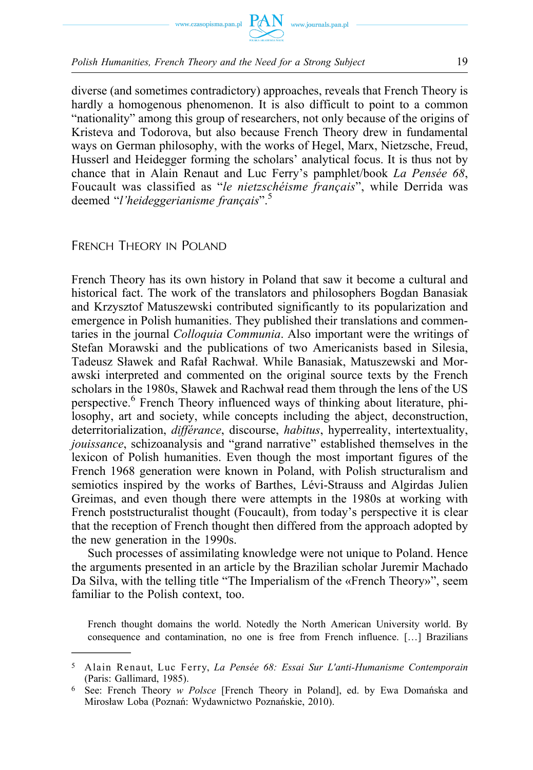diverse (and sometimes contradictory) approaches, reveals that French Theory is hardly a homogenous phenomenon. It is also difficult to point to a common "nationality" among this group of researchers, not only because of the origins of Kristeva and Todorova, but also because French Theory drew in fundamental ways on German philosophy, with the works of Hegel, Marx, Nietzsche, Freud, Husserl and Heidegger forming the scholars' analytical focus. It is thus not by chance that in Alain Renaut and Luc Ferry's pamphlet/book *La Pensée 68*, Foucault was classified as "*le nietzschéisme français*", while Derrida was deemed "*l'heideggerianisme français*".[5]

## French Theory in Poland

French Theory has its own history in Poland that saw it become a cultural and historical fact. The work of the translators and philosophers Bogdan Banasiak and Krzysztof Matuszewski contributed significantly to its popularization and emergence in Polish humanities. They published their translations and commentaries in the journal *Colloquia Communia*. Also important were the writings of Stefan Morawski and the publications of two Americanists based in Silesia, Tadeusz Sławek and Rafał Rachwał. While Banasiak, Matuszewski and Morawski interpreted and commented on the original source texts by the French scholars in the 1980s, Sławek and Rachwał read them through the lens of the US perspective.[6] French Theory influenced ways of thinking about literature, philosophy, art and society, while concepts including the abject, deconstruction, deterritorialization, *différance*, discourse, *habitus*, hyperreality, intertextuality, *jouissance*, schizoanalysis and "grand narrative" established themselves in the lexicon of Polish humanities. Even though the most important figures of the French 1968 generation were known in Poland, with Polish structuralism and semiotics inspired by the works of Barthes, Lévi-Strauss and Algirdas Julien Greimas, and even though there were attempts in the 1980s at working with French poststructuralist thought (Foucault), from today's perspective it is clear that the reception of French thought then differed from the approach adopted by the new generation in the 1990s.

Such processes of assimilating knowledge were not unique to Poland. Hence the arguments presented in an article by the Brazilian scholar Juremir Machado Da Silva, with the telling title "The Imperialism of the «French Theory»", seem familiar to the Polish context, too.

> French thought domains the world. Notedly the North American University world. By consequence and contamination, no one is free from French influence. […] Brazilians

---

[5] Alain Renaut, Luc Ferry, *La Pensée 68: Essai Sur L'anti-Humanisme Contemporain* (Paris: Gallimard, 1985).

[6] See: French Theory *w Polsce* [French Theory in Poland], ed. by Ewa Domańska and Mirosław Loba (Poznań: Wydawnictwo Poznańskie, 2010).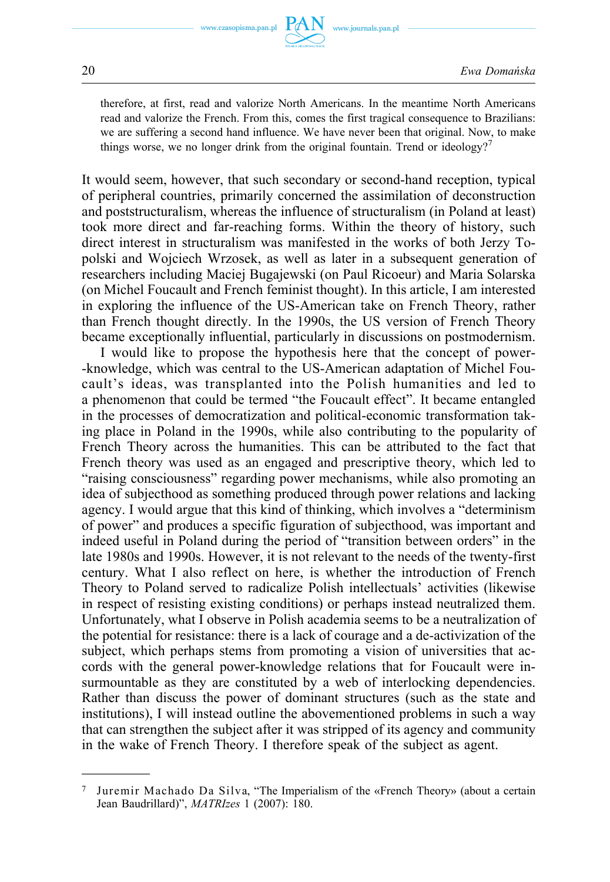therefore, at first, read and valorize North Americans. In the meantime North Americans read and valorize the French. From this, comes the first tragical consequence to Brazilians: we are suffering a second hand influence. We have never been that original. Now, to make things worse, we no longer drink from the original fountain. Trend or ideology?[7]

It would seem, however, that such secondary or second-hand reception, typical of peripheral countries, primarily concerned the assimilation of deconstruction and poststructuralism, whereas the influence of structuralism (in Poland at least) took more direct and far-reaching forms. Within the theory of history, such direct interest in structuralism was manifested in the works of both Jerzy Topolski and Wojciech Wrzosek, as well as later in a subsequent generation of researchers including Maciej Bugajewski (on Paul Ricoeur) and Maria Solarska (on Michel Foucault and French feminist thought). In this article, I am interested in exploring the influence of the US-American take on French Theory, rather than French thought directly. In the 1990s, the US version of French Theory became exceptionally influential, particularly in discussions on postmodernism.

I would like to propose the hypothesis here that the concept of power-knowledge, which was central to the US-American adaptation of Michel Foucault's ideas, was transplanted into the Polish humanities and led to a phenomenon that could be termed "the Foucault effect". It became entangled in the processes of democratization and political-economic transformation taking place in Poland in the 1990s, while also contributing to the popularity of French Theory across the humanities. This can be attributed to the fact that French theory was used as an engaged and prescriptive theory, which led to "raising consciousness" regarding power mechanisms, while also promoting an idea of subjecthood as something produced through power relations and lacking agency. I would argue that this kind of thinking, which involves a "determinism of power" and produces a specific figuration of subjecthood, was important and indeed useful in Poland during the period of "transition between orders" in the late 1980s and 1990s. However, it is not relevant to the needs of the twenty-first century. What I also reflect on here, is whether the introduction of French Theory to Poland served to radicalize Polish intellectuals' activities (likewise in respect of resisting existing conditions) or perhaps instead neutralized them. Unfortunately, what I observe in Polish academia seems to be a neutralization of the potential for resistance: there is a lack of courage and a de-activization of the subject, which perhaps stems from promoting a vision of universities that accords with the general power-knowledge relations that for Foucault were insurmountable as they are constituted by a web of interlocking dependencies. Rather than discuss the power of dominant structures (such as the state and institutions), I will instead outline the abovementioned problems in such a way that can strengthen the subject after it was stripped of its agency and community in the wake of French Theory. I therefore speak of the subject as agent.

---

[7] Juremir Machado Da Silva, "The Imperialism of the «French Theory» (about a certain Jean Baudrillard)", *MATRIzes* 1 (2007): 180.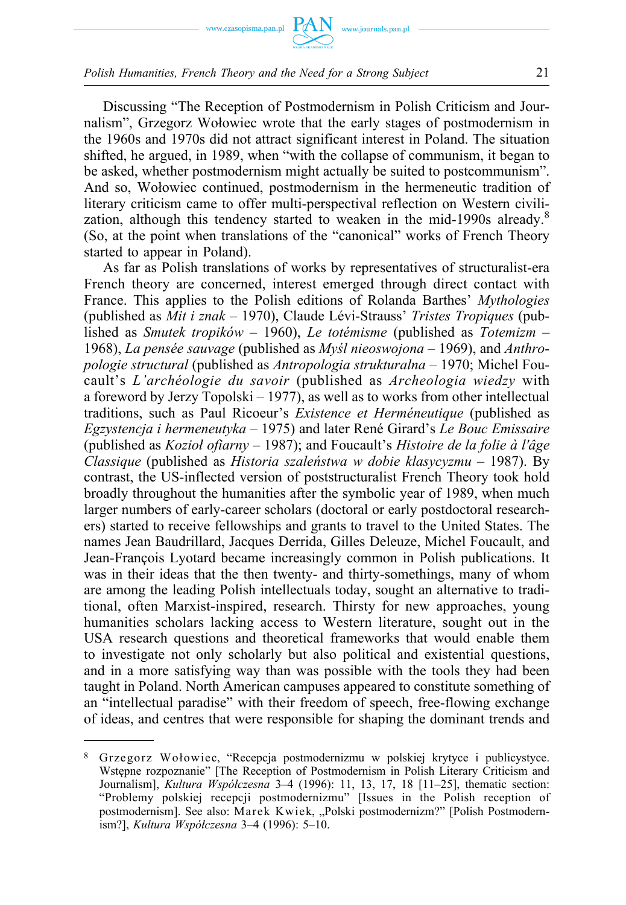Discussing "The Reception of Postmodernism in Polish Criticism and Journalism", Grzegorz Wołowiec wrote that the early stages of postmodernism in the 1960s and 1970s did not attract significant interest in Poland. The situation shifted, he argued, in 1989, when "with the collapse of communism, it began to be asked, whether postmodernism might actually be suited to postcommunism". And so, Wołowiec continued, postmodernism in the hermeneutic tradition of literary criticism came to offer multi-perspectival reflection on Western civilization, although this tendency started to weaken in the mid-1990s already.[8] (So, at the point when translations of the "canonical" works of French Theory started to appear in Poland).

As far as Polish translations of works by representatives of structuralist-era French theory are concerned, interest emerged through direct contact with France. This applies to the Polish editions of Rolanda Barthes' *Mythologies* (published as *Mit i znak* – 1970), Claude Lévi-Strauss' *Tristes Tropiques* (published as *Smutek tropików* – 1960), *Le totémisme* (published as *Totemizm* – 1968), *La pensée sauvage* (published as *Myśl nieoswojona* – 1969), and *Anthropologie structural* (published as *Antropologia strukturalna* – 1970; Michel Foucault's *L'archéologie du savoir* (published as *Archeologia wiedzy* with a foreword by Jerzy Topolski – 1977), as well as to works from other intellectual traditions, such as Paul Ricoeur's *Existence et Herméneutique* (published as *Egzystencja i hermeneutyka* – 1975) and later René Girard's *Le Bouc Emissaire* (published as *Kozioł ofiarny* – 1987); and Foucault's *Histoire de la folie à l'âge Classique* (published as *Historia szaleństwa w dobie klasycyzmu* – 1987). By contrast, the US-inflected version of poststructuralist French Theory took hold broadly throughout the humanities after the symbolic year of 1989, when much larger numbers of early-career scholars (doctoral or early postdoctoral researchers) started to receive fellowships and grants to travel to the United States. The names Jean Baudrillard, Jacques Derrida, Gilles Deleuze, Michel Foucault, and Jean-François Lyotard became increasingly common in Polish publications. It was in their ideas that the then twenty- and thirty-somethings, many of whom are among the leading Polish intellectuals today, sought an alternative to traditional, often Marxist-inspired, research. Thirsty for new approaches, young humanities scholars lacking access to Western literature, sought out in the USA research questions and theoretical frameworks that would enable them to investigate not only scholarly but also political and existential questions, and in a more satisfying way than was possible with the tools they had been taught in Poland. North American campuses appeared to constitute something of an "intellectual paradise" with their freedom of speech, free-flowing exchange of ideas, and centres that were responsible for shaping the dominant trends and

---

[8] Grzegorz Wołowiec, "Recepcja postmodernizmu w polskiej krytyce i publicystyce. Wstępne rozpoznanie" [The Reception of Postmodernism in Polish Literary Criticism and Journalism], *Kultura Współczesna* 3–4 (1996): 11, 13, 17, 18 [11–25], thematic section: "Problemy polskiej recepcji postmodernizmu" [Issues in the Polish reception of postmodernism]. See also: Marek Kwiek, „Polski postmodernizm?" [Polish Postmodernism?], *Kultura Współczesna* 3–4 (1996): 5–10.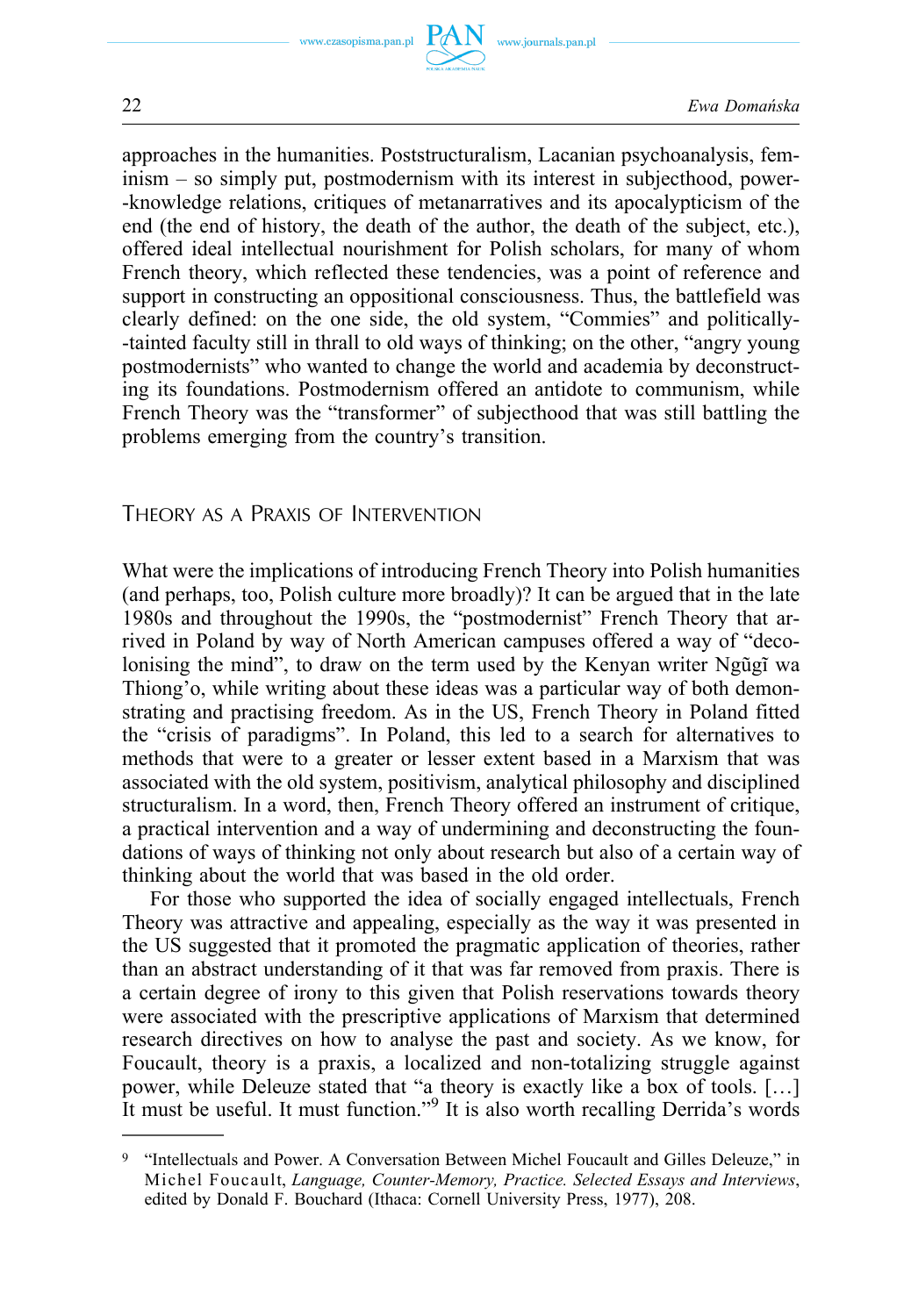approaches in the humanities. Poststructuralism, Lacanian psychoanalysis, feminism – so simply put, postmodernism with its interest in subjecthood, power-knowledge relations, critiques of metanarratives and its apocalypticism of the end (the end of history, the death of the author, the death of the subject, etc.), offered ideal intellectual nourishment for Polish scholars, for many of whom French theory, which reflected these tendencies, was a point of reference and support in constructing an oppositional consciousness. Thus, the battlefield was clearly defined: on the one side, the old system, "Commies" and politically-tainted faculty still in thrall to old ways of thinking; on the other, "angry young postmodernists" who wanted to change the world and academia by deconstructing its foundations. Postmodernism offered an antidote to communism, while French Theory was the "transformer" of subjecthood that was still battling the problems emerging from the country's transition.

## Theory as a Praxis of Intervention

What were the implications of introducing French Theory into Polish humanities (and perhaps, too, Polish culture more broadly)? It can be argued that in the late 1980s and throughout the 1990s, the "postmodernist" French Theory that arrived in Poland by way of North American campuses offered a way of "decolonising the mind", to draw on the term used by the Kenyan writer Ngũgĩ wa Thiong'o, while writing about these ideas was a particular way of both demonstrating and practising freedom. As in the US, French Theory in Poland fitted the "crisis of paradigms". In Poland, this led to a search for alternatives to methods that were to a greater or lesser extent based in a Marxism that was associated with the old system, positivism, analytical philosophy and disciplined structuralism. In a word, then, French Theory offered an instrument of critique, a practical intervention and a way of undermining and deconstructing the foundations of ways of thinking not only about research but also of a certain way of thinking about the world that was based in the old order.

For those who supported the idea of socially engaged intellectuals, French Theory was attractive and appealing, especially as the way it was presented in the US suggested that it promoted the pragmatic application of theories, rather than an abstract understanding of it that was far removed from praxis. There is a certain degree of irony to this given that Polish reservations towards theory were associated with the prescriptive applications of Marxism that determined research directives on how to analyse the past and society. As we know, for Foucault, theory is a praxis, a localized and non-totalizing struggle against power, while Deleuze stated that "a theory is exactly like a box of tools. […] It must be useful. It must function."[9] It is also worth recalling Derrida's words

---

[9] "Intellectuals and Power. A Conversation Between Michel Foucault and Gilles Deleuze," in Michel Foucault, *Language, Counter-Memory, Practice. Selected Essays and Interviews*, edited by Donald F. Bouchard (Ithaca: Cornell University Press, 1977), 208.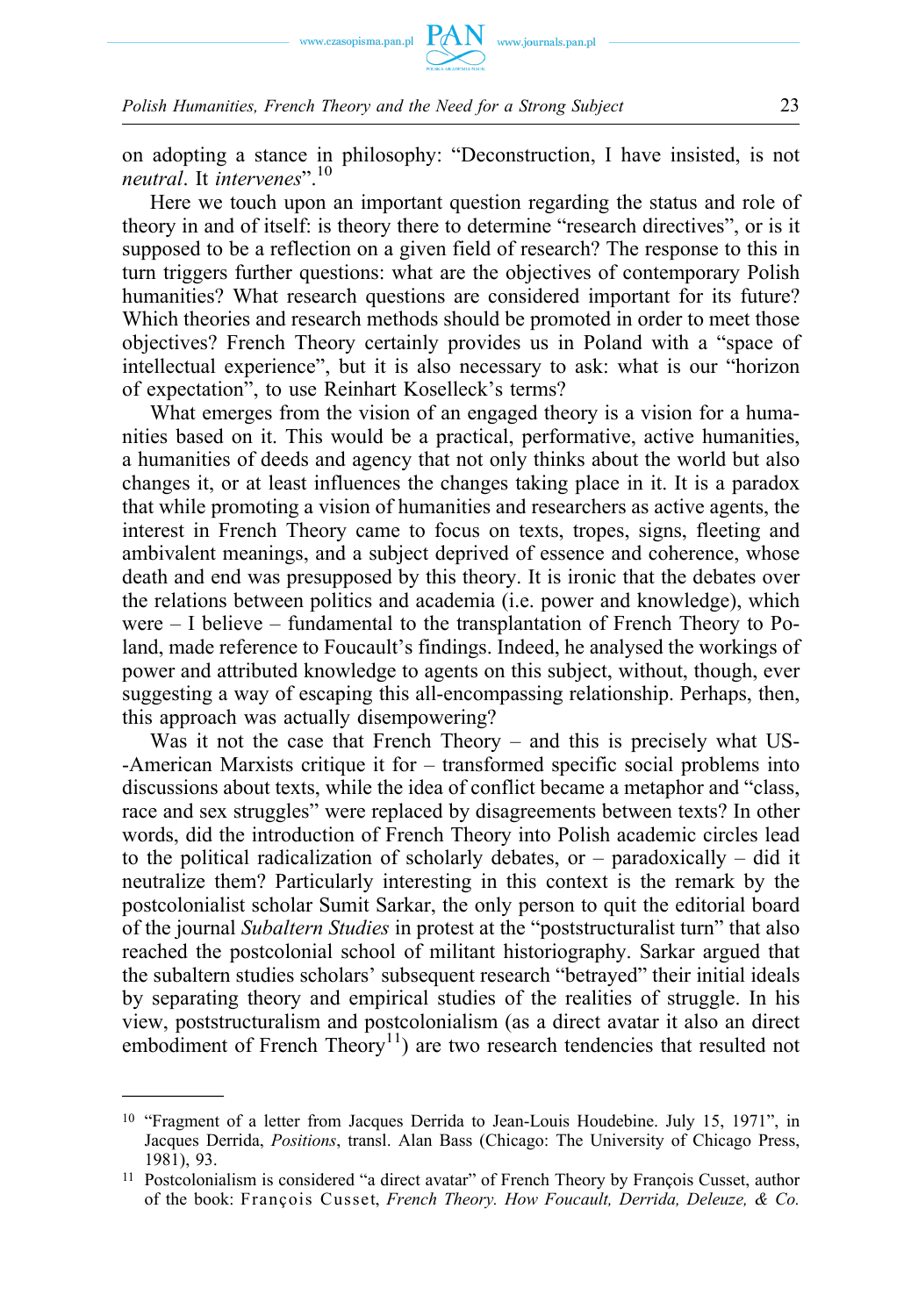on adopting a stance in philosophy: "Deconstruction, I have insisted, is not *neutral*. It *intervenes*".[10]

Here we touch upon an important question regarding the status and role of theory in and of itself: is theory there to determine "research directives", or is it supposed to be a reflection on a given field of research? The response to this in turn triggers further questions: what are the objectives of contemporary Polish humanities? What research questions are considered important for its future? Which theories and research methods should be promoted in order to meet those objectives? French Theory certainly provides us in Poland with a "space of intellectual experience", but it is also necessary to ask: what is our "horizon of expectation", to use Reinhart Koselleck's terms?

What emerges from the vision of an engaged theory is a vision for a humanities based on it. This would be a practical, performative, active humanities, a humanities of deeds and agency that not only thinks about the world but also changes it, or at least influences the changes taking place in it. It is a paradox that while promoting a vision of humanities and researchers as active agents, the interest in French Theory came to focus on texts, tropes, signs, fleeting and ambivalent meanings, and a subject deprived of essence and coherence, whose death and end was presupposed by this theory. It is ironic that the debates over the relations between politics and academia (i.e. power and knowledge), which were – I believe – fundamental to the transplantation of French Theory to Poland, made reference to Foucault's findings. Indeed, he analysed the workings of power and attributed knowledge to agents on this subject, without, though, ever suggesting a way of escaping this all-encompassing relationship. Perhaps, then, this approach was actually disempowering?

Was it not the case that French Theory – and this is precisely what US-American Marxists critique it for – transformed specific social problems into discussions about texts, while the idea of conflict became a metaphor and "class, race and sex struggles" were replaced by disagreements between texts? In other words, did the introduction of French Theory into Polish academic circles lead to the political radicalization of scholarly debates, or – paradoxically – did it neutralize them? Particularly interesting in this context is the remark by the postcolonialist scholar Sumit Sarkar, the only person to quit the editorial board of the journal *Subaltern Studies* in protest at the "poststructuralist turn" that also reached the postcolonial school of militant historiography. Sarkar argued that the subaltern studies scholars' subsequent research "betrayed" their initial ideals by separating theory and empirical studies of the realities of struggle. In his view, poststructuralism and postcolonialism (as a direct avatar it also an direct embodiment of French Theory[11]) are two research tendencies that resulted not

---

[10] "Fragment of a letter from Jacques Derrida to Jean-Louis Houdebine. July 15, 1971", in Jacques Derrida, *Positions*, transl. Alan Bass (Chicago: The University of Chicago Press, 1981), 93.

[11] Postcolonialism is considered "a direct avatar" of French Theory by François Cusset, author of the book: François Cusset, *French Theory. How Foucault, Derrida, Deleuze, & Co.*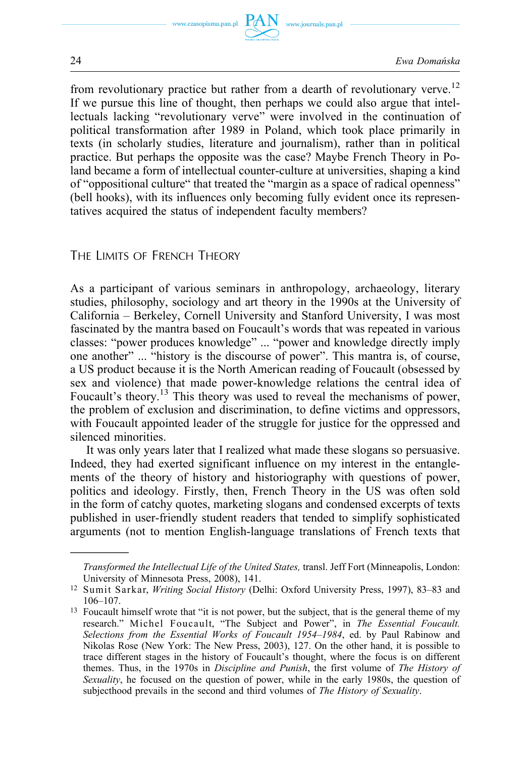from revolutionary practice but rather from a dearth of revolutionary verve.[12] If we pursue this line of thought, then perhaps we could also argue that intellectuals lacking "revolutionary verve" were involved in the continuation of political transformation after 1989 in Poland, which took place primarily in texts (in scholarly studies, literature and journalism), rather than in political practice. But perhaps the opposite was the case? Maybe French Theory in Poland became a form of intellectual counter-culture at universities, shaping a kind of "oppositional culture" that treated the "margin as a space of radical openness" (bell hooks), with its influences only becoming fully evident once its representatives acquired the status of independent faculty members?

## The Limits of French Theory

As a participant of various seminars in anthropology, archaeology, literary studies, philosophy, sociology and art theory in the 1990s at the University of California – Berkeley, Cornell University and Stanford University, I was most fascinated by the mantra based on Foucault's words that was repeated in various classes: "power produces knowledge" ... "power and knowledge directly imply one another" ... "history is the discourse of power". This mantra is, of course, a US product because it is the North American reading of Foucault (obsessed by sex and violence) that made power-knowledge relations the central idea of Foucault's theory.[13] This theory was used to reveal the mechanisms of power, the problem of exclusion and discrimination, to define victims and oppressors, with Foucault appointed leader of the struggle for justice for the oppressed and silenced minorities.

It was only years later that I realized what made these slogans so persuasive. Indeed, they had exerted significant influence on my interest in the entanglements of the theory of history and historiography with questions of power, politics and ideology. Firstly, then, French Theory in the US was often sold in the form of catchy quotes, marketing slogans and condensed excerpts of texts published in user-friendly student readers that tended to simplify sophisticated arguments (not to mention English-language translations of French texts that

---

*Transformed the Intellectual Life of the United States,* transl. Jeff Fort (Minneapolis, London: University of Minnesota Press, 2008), 141.

[12] Sumit Sarkar, *Writing Social History* (Delhi: Oxford University Press, 1997), 83–83 and 106–107.

[13] Foucault himself wrote that "it is not power, but the subject, that is the general theme of my research." Michel Foucault, "The Subject and Power", in *The Essential Foucault. Selections from the Essential Works of Foucault 1954–1984*, ed. by Paul Rabinow and Nikolas Rose (New York: The New Press, 2003), 127. On the other hand, it is possible to trace different stages in the history of Foucault's thought, where the focus is on different themes. Thus, in the 1970s in *Discipline and Punish*, the first volume of *The History of Sexuality*, he focused on the question of power, while in the early 1980s, the question of subjecthood prevails in the second and third volumes of *The History of Sexuality*.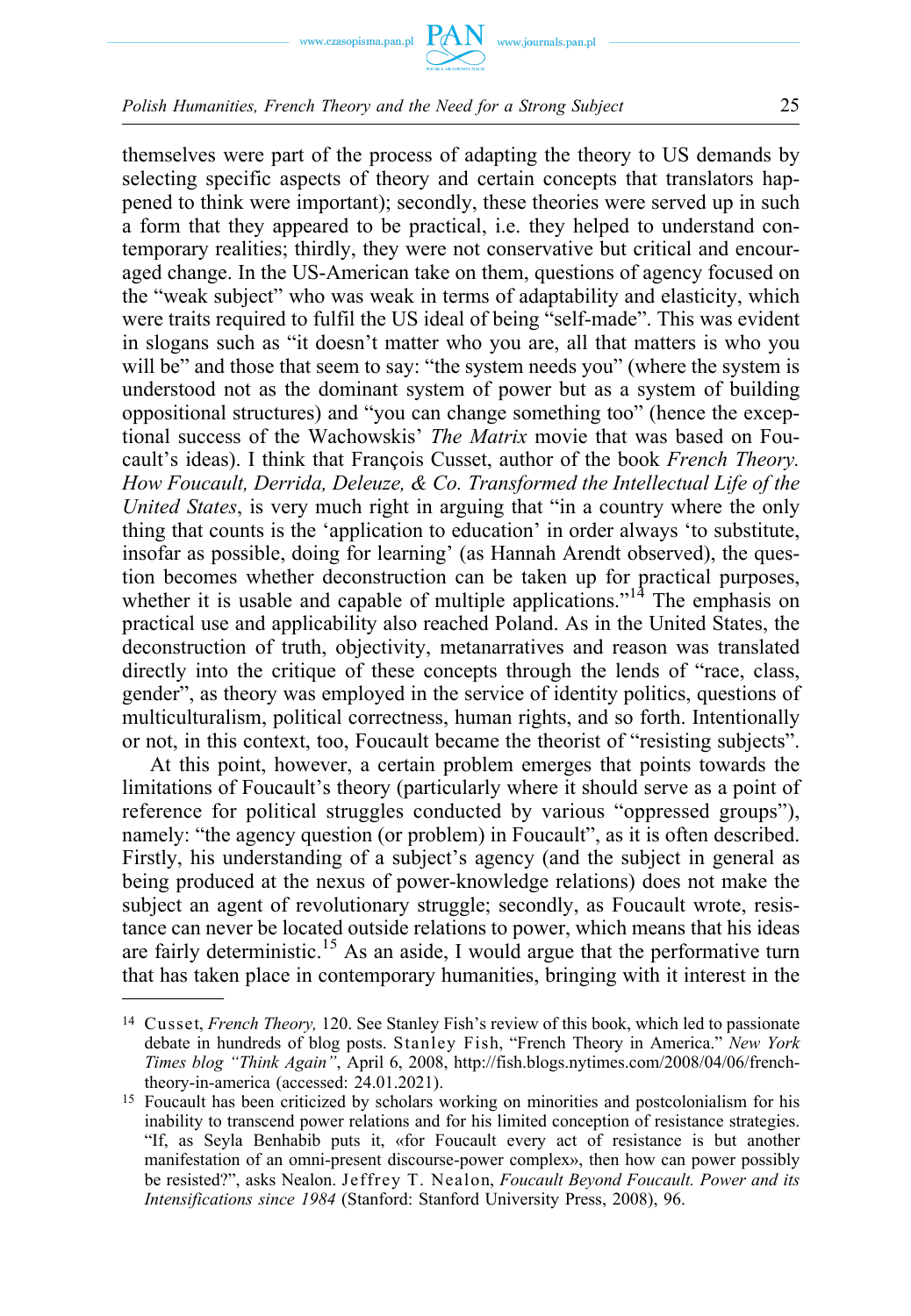themselves were part of the process of adapting the theory to US demands by selecting specific aspects of theory and certain concepts that translators happened to think were important); secondly, these theories were served up in such a form that they appeared to be practical, i.e. they helped to understand contemporary realities; thirdly, they were not conservative but critical and encouraged change. In the US-American take on them, questions of agency focused on the "weak subject" who was weak in terms of adaptability and elasticity, which were traits required to fulfil the US ideal of being "self-made". This was evident in slogans such as "it doesn't matter who you are, all that matters is who you will be" and those that seem to say: "the system needs you" (where the system is understood not as the dominant system of power but as a system of building oppositional structures) and "you can change something too" (hence the exceptional success of the Wachowskis' *The Matrix* movie that was based on Foucault's ideas). I think that François Cusset, author of the book *French Theory. How Foucault, Derrida, Deleuze, & Co. Transformed the Intellectual Life of the United States*, is very much right in arguing that "in a country where the only thing that counts is the 'application to education' in order always 'to substitute, insofar as possible, doing for learning' (as Hannah Arendt observed), the question becomes whether deconstruction can be taken up for practical purposes, whether it is usable and capable of multiple applications."[14] The emphasis on practical use and applicability also reached Poland. As in the United States, the deconstruction of truth, objectivity, metanarratives and reason was translated directly into the critique of these concepts through the lends of "race, class, gender", as theory was employed in the service of identity politics, questions of multiculturalism, political correctness, human rights, and so forth. Intentionally or not, in this context, too, Foucault became the theorist of "resisting subjects".

At this point, however, a certain problem emerges that points towards the limitations of Foucault's theory (particularly where it should serve as a point of reference for political struggles conducted by various "oppressed groups"), namely: "the agency question (or problem) in Foucault", as it is often described. Firstly, his understanding of a subject's agency (and the subject in general as being produced at the nexus of power-knowledge relations) does not make the subject an agent of revolutionary struggle; secondly, as Foucault wrote, resistance can never be located outside relations to power, which means that his ideas are fairly deterministic.[15] As an aside, I would argue that the performative turn that has taken place in contemporary humanities, bringing with it interest in the

---

[14] Cusset, *French Theory,* 120. See Stanley Fish's review of this book, which led to passionate debate in hundreds of blog posts. Stanley Fish, "French Theory in America." *New York Times blog "Think Again"*, April 6, 2008, http://fish.blogs.nytimes.com/2008/04/06/french-theory-in-america (accessed: 24.01.2021).

[15] Foucault has been criticized by scholars working on minorities and postcolonialism for his inability to transcend power relations and for his limited conception of resistance strategies. "If, as Seyla Benhabib puts it, «for Foucault every act of resistance is but another manifestation of an omni-present discourse-power complex», then how can power possibly be resisted?", asks Nealon. Jeffrey T. Nealon, *Foucault Beyond Foucault. Power and its Intensifications since 1984* (Stanford: Stanford University Press, 2008), 96.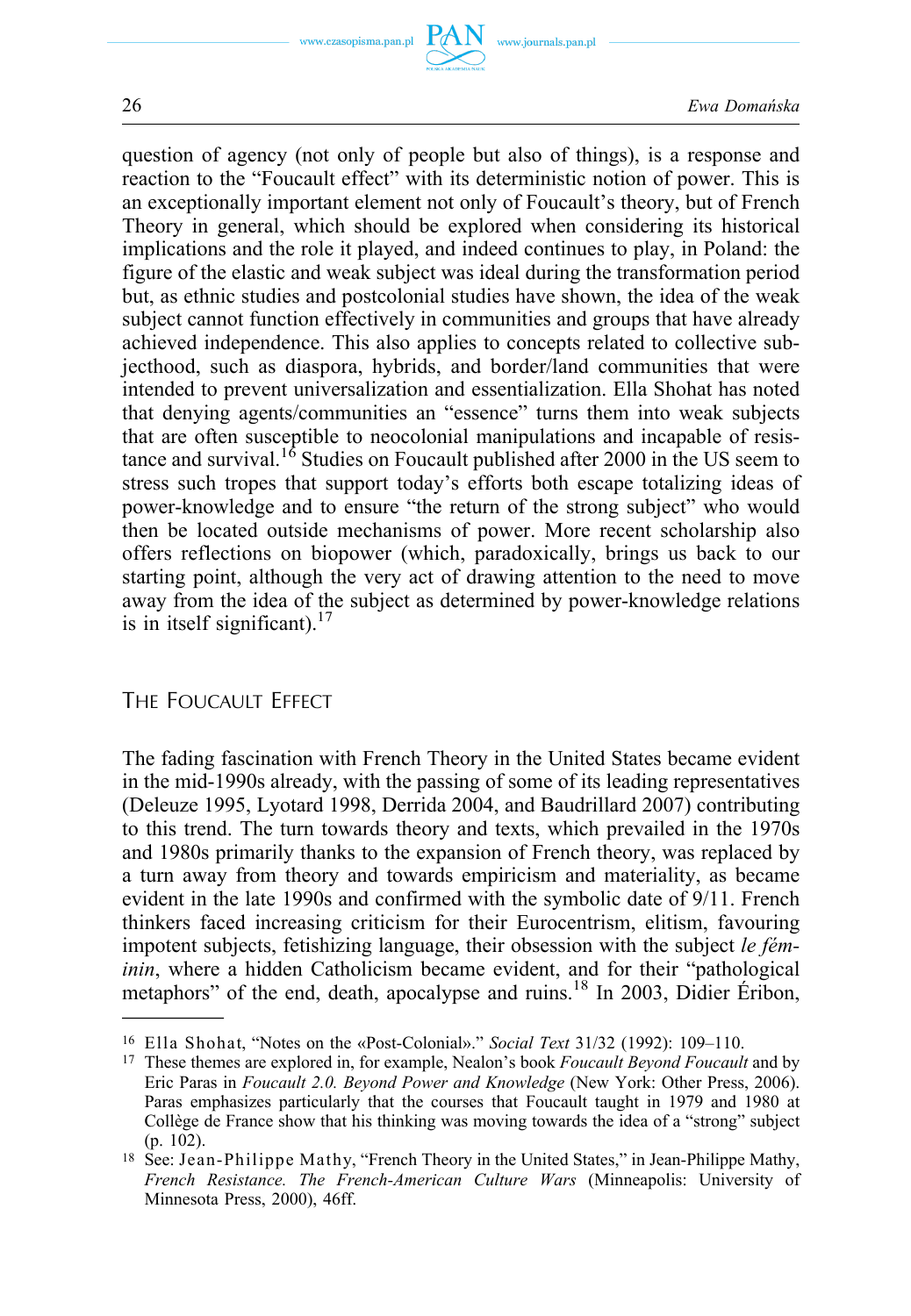question of agency (not only of people but also of things), is a response and reaction to the "Foucault effect" with its deterministic notion of power. This is an exceptionally important element not only of Foucault's theory, but of French Theory in general, which should be explored when considering its historical implications and the role it played, and indeed continues to play, in Poland: the figure of the elastic and weak subject was ideal during the transformation period but, as ethnic studies and postcolonial studies have shown, the idea of the weak subject cannot function effectively in communities and groups that have already achieved independence. This also applies to concepts related to collective subjecthood, such as diaspora, hybrids, and border/land communities that were intended to prevent universalization and essentialization. Ella Shohat has noted that denying agents/communities an "essence" turns them into weak subjects that are often susceptible to neocolonial manipulations and incapable of resistance and survival.[16] Studies on Foucault published after 2000 in the US seem to stress such tropes that support today's efforts both escape totalizing ideas of power-knowledge and to ensure "the return of the strong subject" who would then be located outside mechanisms of power. More recent scholarship also offers reflections on biopower (which, paradoxically, brings us back to our starting point, although the very act of drawing attention to the need to move away from the idea of the subject as determined by power-knowledge relations is in itself significant).[17]

## The Foucault Effect

The fading fascination with French Theory in the United States became evident in the mid-1990s already, with the passing of some of its leading representatives (Deleuze 1995, Lyotard 1998, Derrida 2004, and Baudrillard 2007) contributing to this trend. The turn towards theory and texts, which prevailed in the 1970s and 1980s primarily thanks to the expansion of French theory, was replaced by a turn away from theory and towards empiricism and materiality, as became evident in the late 1990s and confirmed with the symbolic date of 9/11. French thinkers faced increasing criticism for their Eurocentrism, elitism, favouring impotent subjects, fetishizing language, their obsession with the subject *le féminin*, where a hidden Catholicism became evident, and for their "pathological metaphors" of the end, death, apocalypse and ruins.[18] In 2003, Didier Éribon,

---

[16] Ella Shohat, "Notes on the «Post-Colonial»." *Social Text* 31/32 (1992): 109–110.

[17] These themes are explored in, for example, Nealon's book *Foucault Beyond Foucault* and by Eric Paras in *Foucault 2.0. Beyond Power and Knowledge* (New York: Other Press, 2006). Paras emphasizes particularly that the courses that Foucault taught in 1979 and 1980 at Collège de France show that his thinking was moving towards the idea of a "strong" subject (p. 102).

[18] See: Jean-Philippe Mathy, "French Theory in the United States," in Jean-Philippe Mathy, *French Resistance. The French-American Culture Wars* (Minneapolis: University of Minnesota Press, 2000), 46ff.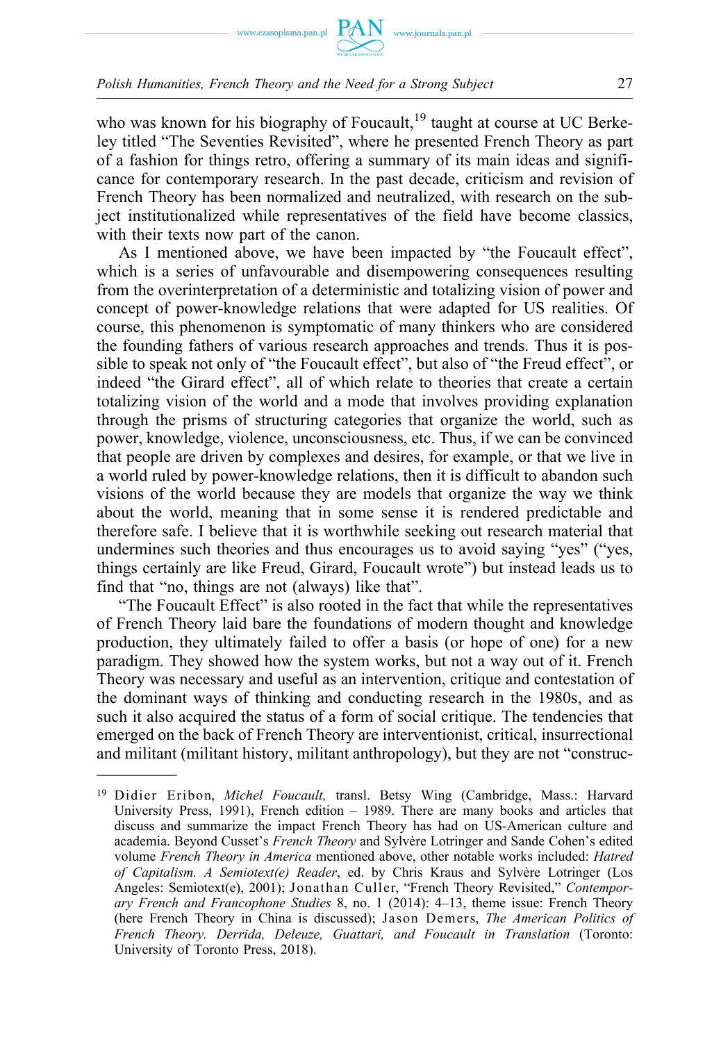who was known for his biography of Foucault,[19] taught at course at UC Berkeley titled "The Seventies Revisited", where he presented French Theory as part of a fashion for things retro, offering a summary of its main ideas and significance for contemporary research. In the past decade, criticism and revision of French Theory has been normalized and neutralized, with research on the subject institutionalized while representatives of the field have become classics, with their texts now part of the canon.

As I mentioned above, we have been impacted by "the Foucault effect", which is a series of unfavourable and disempowering consequences resulting from the overinterpretation of a deterministic and totalizing vision of power and concept of power-knowledge relations that were adapted for US realities. Of course, this phenomenon is symptomatic of many thinkers who are considered the founding fathers of various research approaches and trends. Thus it is possible to speak not only of "the Foucault effect", but also of "the Freud effect", or indeed "the Girard effect", all of which relate to theories that create a certain totalizing vision of the world and a mode that involves providing explanation through the prisms of structuring categories that organize the world, such as power, knowledge, violence, unconsciousness, etc. Thus, if we can be convinced that people are driven by complexes and desires, for example, or that we live in a world ruled by power-knowledge relations, then it is difficult to abandon such visions of the world because they are models that organize the way we think about the world, meaning that in some sense it is rendered predictable and therefore safe. I believe that it is worthwhile seeking out research material that undermines such theories and thus encourages us to avoid saying "yes" ("yes, things certainly are like Freud, Girard, Foucault wrote") but instead leads us to find that "no, things are not (always) like that".

"The Foucault Effect" is also rooted in the fact that while the representatives of French Theory laid bare the foundations of modern thought and knowledge production, they ultimately failed to offer a basis (or hope of one) for a new paradigm. They showed how the system works, but not a way out of it. French Theory was necessary and useful as an intervention, critique and contestation of the dominant ways of thinking and conducting research in the 1980s, and as such it also acquired the status of a form of social critique. The tendencies that emerged on the back of French Theory are interventionist, critical, insurrectional and militant (militant history, militant anthropology), but they are not "construc-

---

[19] Didier Eribon, *Michel Foucault,* transl. Betsy Wing (Cambridge, Mass.: Harvard University Press, 1991), French edition – 1989. There are many books and articles that discuss and summarize the impact French Theory has had on US-American culture and academia. Beyond Cusset's *French Theory* and Sylvère Lotringer and Sande Cohen's edited volume *French Theory in America* mentioned above, other notable works included: *Hatred of Capitalism. A Semiotext(e) Reader*, ed. by Chris Kraus and Sylvère Lotringer (Los Angeles: Semiotext(e), 2001); Jonathan Culler, "French Theory Revisited," *Contemporary French and Francophone Studies* 8, no. 1 (2014): 4–13, theme issue: French Theory (here French Theory in China is discussed); Jason Demers, *The American Politics of French Theory. Derrida, Deleuze, Guattari, and Foucault in Translation* (Toronto: University of Toronto Press, 2018).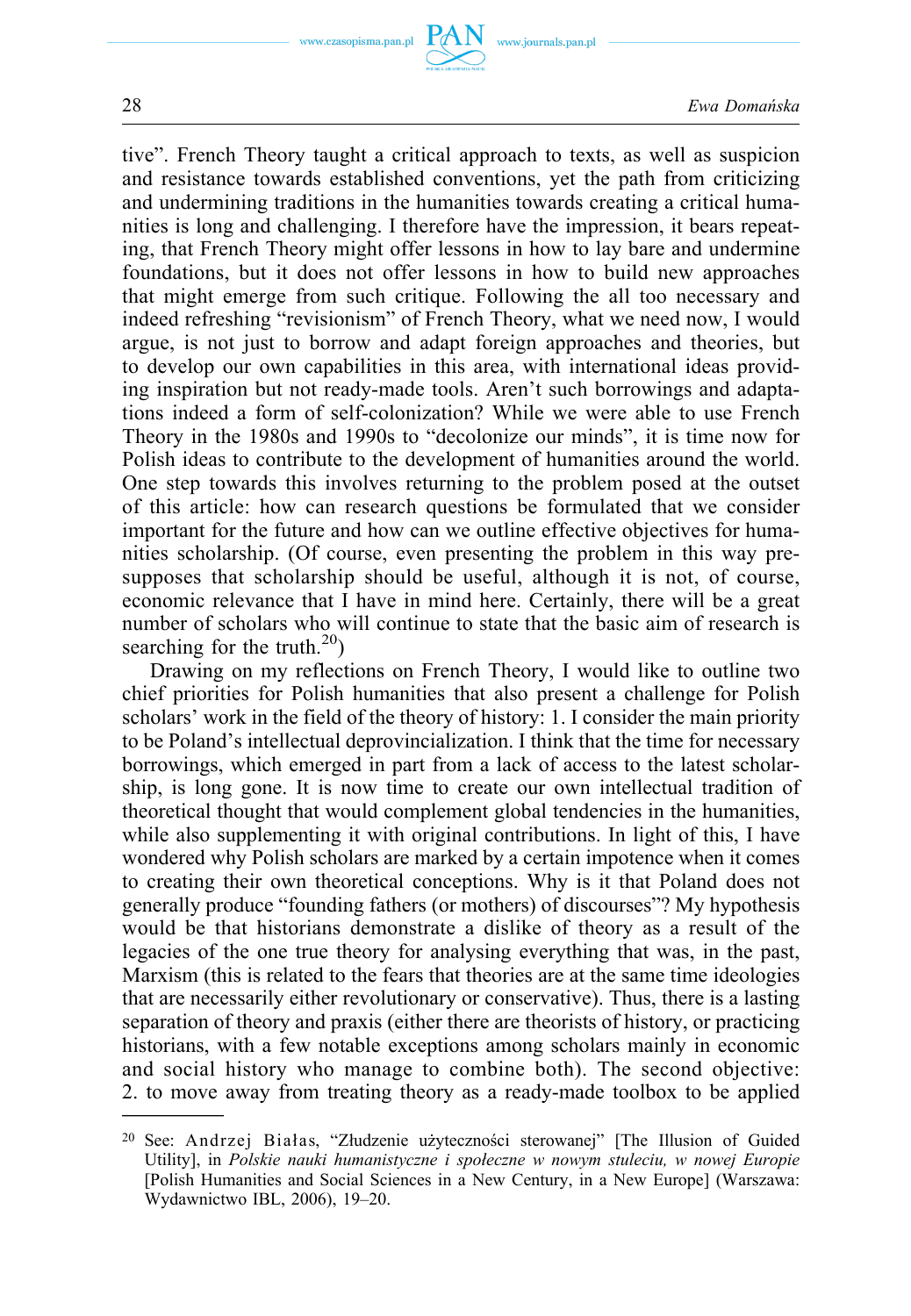tive". French Theory taught a critical approach to texts, as well as suspicion and resistance towards established conventions, yet the path from criticizing and undermining traditions in the humanities towards creating a critical humanities is long and challenging. I therefore have the impression, it bears repeating, that French Theory might offer lessons in how to lay bare and undermine foundations, but it does not offer lessons in how to build new approaches that might emerge from such critique. Following the all too necessary and indeed refreshing "revisionism" of French Theory, what we need now, I would argue, is not just to borrow and adapt foreign approaches and theories, but to develop our own capabilities in this area, with international ideas providing inspiration but not ready-made tools. Aren't such borrowings and adaptations indeed a form of self-colonization? While we were able to use French Theory in the 1980s and 1990s to "decolonize our minds", it is time now for Polish ideas to contribute to the development of humanities around the world. One step towards this involves returning to the problem posed at the outset of this article: how can research questions be formulated that we consider important for the future and how can we outline effective objectives for humanities scholarship. (Of course, even presenting the problem in this way presupposes that scholarship should be useful, although it is not, of course, economic relevance that I have in mind here. Certainly, there will be a great number of scholars who will continue to state that the basic aim of research is searching for the truth.[20])

Drawing on my reflections on French Theory, I would like to outline two chief priorities for Polish humanities that also present a challenge for Polish scholars' work in the field of the theory of history: 1. I consider the main priority to be Poland's intellectual deprovincialization. I think that the time for necessary borrowings, which emerged in part from a lack of access to the latest scholarship, is long gone. It is now time to create our own intellectual tradition of theoretical thought that would complement global tendencies in the humanities, while also supplementing it with original contributions. In light of this, I have wondered why Polish scholars are marked by a certain impotence when it comes to creating their own theoretical conceptions. Why is it that Poland does not generally produce "founding fathers (or mothers) of discourses"? My hypothesis would be that historians demonstrate a dislike of theory as a result of the legacies of the one true theory for analysing everything that was, in the past, Marxism (this is related to the fears that theories are at the same time ideologies that are necessarily either revolutionary or conservative). Thus, there is a lasting separation of theory and praxis (either there are theorists of history, or practicing historians, with a few notable exceptions among scholars mainly in economic and social history who manage to combine both). The second objective: 2. to move away from treating theory as a ready-made toolbox to be applied

[20] See: Andrzej Białas, "Złudzenie użyteczności sterowanej" [The Illusion of Guided Utility], in *Polskie nauki humanistyczne i społeczne w nowym stuleciu, w nowej Europie* [Polish Humanities and Social Sciences in a New Century, in a New Europe] (Warszawa: Wydawnictwo IBL, 2006), 19–20.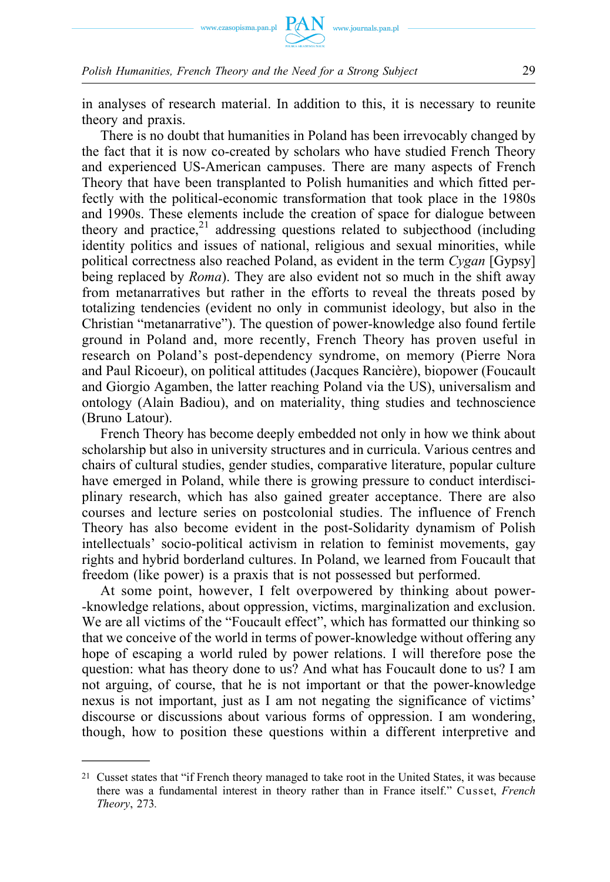in analyses of research material. In addition to this, it is necessary to reunite theory and praxis.

There is no doubt that humanities in Poland has been irrevocably changed by the fact that it is now co-created by scholars who have studied French Theory and experienced US-American campuses. There are many aspects of French Theory that have been transplanted to Polish humanities and which fitted perfectly with the political-economic transformation that took place in the 1980s and 1990s. These elements include the creation of space for dialogue between theory and practice,[21] addressing questions related to subjecthood (including identity politics and issues of national, religious and sexual minorities, while political correctness also reached Poland, as evident in the term *Cygan* [Gypsy] being replaced by *Roma*). They are also evident not so much in the shift away from metanarratives but rather in the efforts to reveal the threats posed by totalizing tendencies (evident no only in communist ideology, but also in the Christian "metanarrative"). The question of power-knowledge also found fertile ground in Poland and, more recently, French Theory has proven useful in research on Poland's post-dependency syndrome, on memory (Pierre Nora and Paul Ricoeur), on political attitudes (Jacques Rancière), biopower (Foucault and Giorgio Agamben, the latter reaching Poland via the US), universalism and ontology (Alain Badiou), and on materiality, thing studies and technoscience (Bruno Latour).

French Theory has become deeply embedded not only in how we think about scholarship but also in university structures and in curricula. Various centres and chairs of cultural studies, gender studies, comparative literature, popular culture have emerged in Poland, while there is growing pressure to conduct interdisciplinary research, which has also gained greater acceptance. There are also courses and lecture series on postcolonial studies. The influence of French Theory has also become evident in the post-Solidarity dynamism of Polish intellectuals' socio-political activism in relation to feminist movements, gay rights and hybrid borderland cultures. In Poland, we learned from Foucault that freedom (like power) is a praxis that is not possessed but performed.

At some point, however, I felt overpowered by thinking about power-knowledge relations, about oppression, victims, marginalization and exclusion. We are all victims of the "Foucault effect", which has formatted our thinking so that we conceive of the world in terms of power-knowledge without offering any hope of escaping a world ruled by power relations. I will therefore pose the question: what has theory done to us? And what has Foucault done to us? I am not arguing, of course, that he is not important or that the power-knowledge nexus is not important, just as I am not negating the significance of victims' discourse or discussions about various forms of oppression. I am wondering, though, how to position these questions within a different interpretive and

---

[21] Cusset states that "if French theory managed to take root in the United States, it was because there was a fundamental interest in theory rather than in France itself." Cusset, *French Theory*, 273.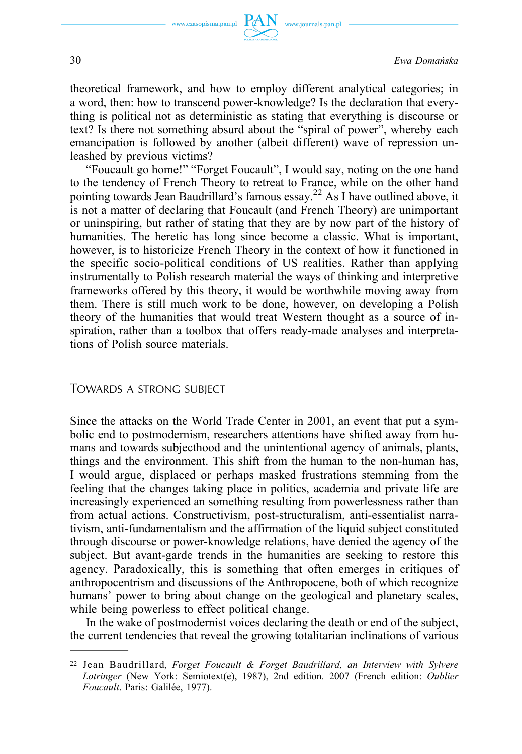theoretical framework, and how to employ different analytical categories; in a word, then: how to transcend power-knowledge? Is the declaration that everything is political not as deterministic as stating that everything is discourse or text? Is there not something absurd about the "spiral of power", whereby each emancipation is followed by another (albeit different) wave of repression unleashed by previous victims?

"Foucault go home!" "Forget Foucault", I would say, noting on the one hand to the tendency of French Theory to retreat to France, while on the other hand pointing towards Jean Baudrillard's famous essay.[22] As I have outlined above, it is not a matter of declaring that Foucault (and French Theory) are unimportant or uninspiring, but rather of stating that they are by now part of the history of humanities. The heretic has long since become a classic. What is important, however, is to historicize French Theory in the context of how it functioned in the specific socio-political conditions of US realities. Rather than applying instrumentally to Polish research material the ways of thinking and interpretive frameworks offered by this theory, it would be worthwhile moving away from them. There is still much work to be done, however, on developing a Polish theory of the humanities that would treat Western thought as a source of inspiration, rather than a toolbox that offers ready-made analyses and interpretations of Polish source materials.

## Towards a strong subject

Since the attacks on the World Trade Center in 2001, an event that put a symbolic end to postmodernism, researchers attentions have shifted away from humans and towards subjecthood and the unintentional agency of animals, plants, things and the environment. This shift from the human to the non-human has, I would argue, displaced or perhaps masked frustrations stemming from the feeling that the changes taking place in politics, academia and private life are increasingly experienced an something resulting from powerlessness rather than from actual actions. Constructivism, post-structuralism, anti-essentialist narrativism, anti-fundamentalism and the affirmation of the liquid subject constituted through discourse or power-knowledge relations, have denied the agency of the subject. But avant-garde trends in the humanities are seeking to restore this agency. Paradoxically, this is something that often emerges in critiques of anthropocentrism and discussions of the Anthropocene, both of which recognize humans' power to bring about change on the geological and planetary scales, while being powerless to effect political change.

In the wake of postmodernist voices declaring the death or end of the subject, the current tendencies that reveal the growing totalitarian inclinations of various

---

[22] Jean Baudrillard, *Forget Foucault & Forget Baudrillard, an Interview with Sylvere Lotringer* (New York: Semiotext(e), 1987), 2nd edition. 2007 (French edition: *Oublier Foucault*. Paris: Galilée, 1977).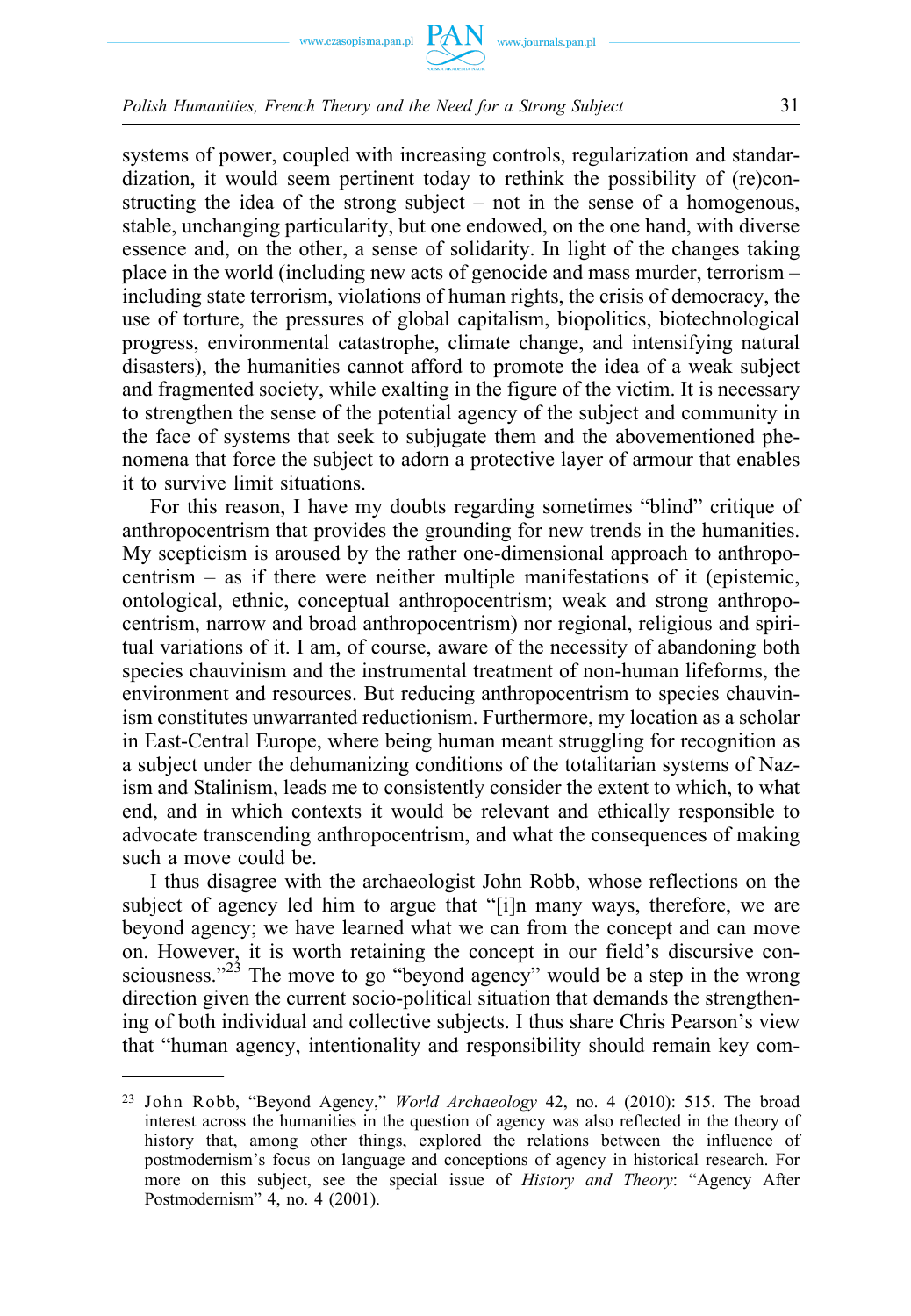systems of power, coupled with increasing controls, regularization and standardization, it would seem pertinent today to rethink the possibility of (re)constructing the idea of the strong subject – not in the sense of a homogenous, stable, unchanging particularity, but one endowed, on the one hand, with diverse essence and, on the other, a sense of solidarity. In light of the changes taking place in the world (including new acts of genocide and mass murder, terrorism – including state terrorism, violations of human rights, the crisis of democracy, the use of torture, the pressures of global capitalism, biopolitics, biotechnological progress, environmental catastrophe, climate change, and intensifying natural disasters), the humanities cannot afford to promote the idea of a weak subject and fragmented society, while exalting in the figure of the victim. It is necessary to strengthen the sense of the potential agency of the subject and community in the face of systems that seek to subjugate them and the abovementioned phenomena that force the subject to adorn a protective layer of armour that enables it to survive limit situations.

For this reason, I have my doubts regarding sometimes "blind" critique of anthropocentrism that provides the grounding for new trends in the humanities. My scepticism is aroused by the rather one-dimensional approach to anthropocentrism – as if there were neither multiple manifestations of it (epistemic, ontological, ethnic, conceptual anthropocentrism; weak and strong anthropocentrism, narrow and broad anthropocentrism) nor regional, religious and spiritual variations of it. I am, of course, aware of the necessity of abandoning both species chauvinism and the instrumental treatment of non-human lifeforms, the environment and resources. But reducing anthropocentrism to species chauvinism constitutes unwarranted reductionism. Furthermore, my location as a scholar in East-Central Europe, where being human meant struggling for recognition as a subject under the dehumanizing conditions of the totalitarian systems of Nazism and Stalinism, leads me to consistently consider the extent to which, to what end, and in which contexts it would be relevant and ethically responsible to advocate transcending anthropocentrism, and what the consequences of making such a move could be.

I thus disagree with the archaeologist John Robb, whose reflections on the subject of agency led him to argue that "[i]n many ways, therefore, we are beyond agency; we have learned what we can from the concept and can move on. However, it is worth retaining the concept in our field's discursive consciousness."[23] The move to go "beyond agency" would be a step in the wrong direction given the current socio-political situation that demands the strengthening of both individual and collective subjects. I thus share Chris Pearson's view that "human agency, intentionality and responsibility should remain key com-

---

[23] John Robb, "Beyond Agency," *World Archaeology* 42, no. 4 (2010): 515. The broad interest across the humanities in the question of agency was also reflected in the theory of history that, among other things, explored the relations between the influence of postmodernism's focus on language and conceptions of agency in historical research. For more on this subject, see the special issue of *History and Theory*: "Agency After Postmodernism" 4, no. 4 (2001).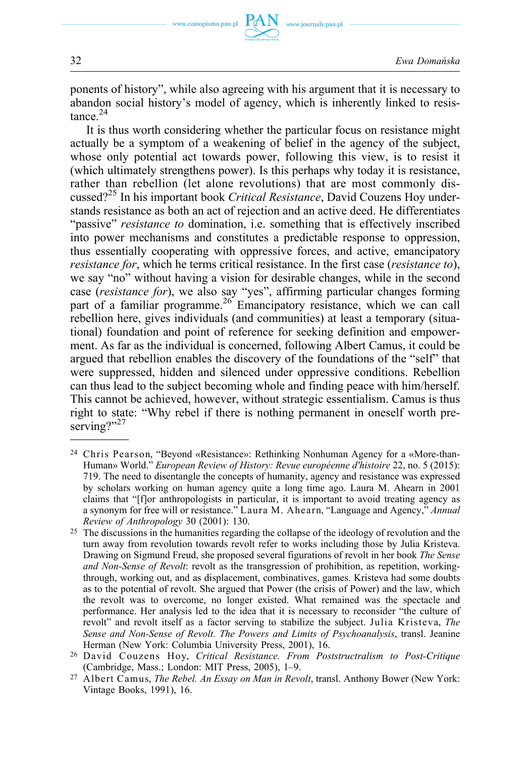ponents of history", while also agreeing with his argument that it is necessary to abandon social history's model of agency, which is inherently linked to resistance.[24]

It is thus worth considering whether the particular focus on resistance might actually be a symptom of a weakening of belief in the agency of the subject, whose only potential act towards power, following this view, is to resist it (which ultimately strengthens power). Is this perhaps why today it is resistance, rather than rebellion (let alone revolutions) that are most commonly discussed?[25] In his important book *Critical Resistance*, David Couzens Hoy understands resistance as both an act of rejection and an active deed. He differentiates "passive" *resistance to* domination, i.e. something that is effectively inscribed into power mechanisms and constitutes a predictable response to oppression, thus essentially cooperating with oppressive forces, and active, emancipatory *resistance for*, which he terms critical resistance. In the first case (*resistance to*), we say "no" without having a vision for desirable changes, while in the second case (*resistance for*), we also say "yes", affirming particular changes forming part of a familiar programme.[26] Emancipatory resistance, which we can call rebellion here, gives individuals (and communities) at least a temporary (situational) foundation and point of reference for seeking definition and empowerment. As far as the individual is concerned, following Albert Camus, it could be argued that rebellion enables the discovery of the foundations of the "self" that were suppressed, hidden and silenced under oppressive conditions. Rebellion can thus lead to the subject becoming whole and finding peace with him/herself. This cannot be achieved, however, without strategic essentialism. Camus is thus right to state: "Why rebel if there is nothing permanent in oneself worth preserving?"[27]

---

[24] Chris Pearson, "Beyond «Resistance»: Rethinking Nonhuman Agency for a «More-than-Human» World." *European Review of History: Revue européenne d'histoire* 22, no. 5 (2015): 719. The need to disentangle the concepts of humanity, agency and resistance was expressed by scholars working on human agency quite a long time ago. Laura M. Ahearn in 2001 claims that "[f]or anthropologists in particular, it is important to avoid treating agency as a synonym for free will or resistance." Laura M. Ahearn, "Language and Agency," *Annual Review of Anthropology* 30 (2001): 130.

[25] The discussions in the humanities regarding the collapse of the ideology of revolution and the turn away from revolution towards revolt refer to works including those by Julia Kristeva. Drawing on Sigmund Freud, she proposed several figurations of revolt in her book *The Sense and Non-Sense of Revolt*: revolt as the transgression of prohibition, as repetition, working-through, working out, and as displacement, combinatives, games. Kristeva had some doubts as to the potential of revolt. She argued that Power (the crisis of Power) and the law, which the revolt was to overcome, no longer existed. What remained was the spectacle and performance. Her analysis led to the idea that it is necessary to reconsider "the culture of revolt" and revolt itself as a factor serving to stabilize the subject. Julia Kristeva, *The Sense and Non-Sense of Revolt. The Powers and Limits of Psychoanalysis*, transl. Jeanine Herman (New York: Columbia University Press, 2001), 16.

[26] David Couzens Hoy, *Critical Resistance. From Poststructralism to Post-Critique* (Cambridge, Mass.; London: MIT Press, 2005), 1–9.

[27] Albert Camus, *The Rebel. An Essay on Man in Revolt*, transl. Anthony Bower (New York: Vintage Books, 1991), 16.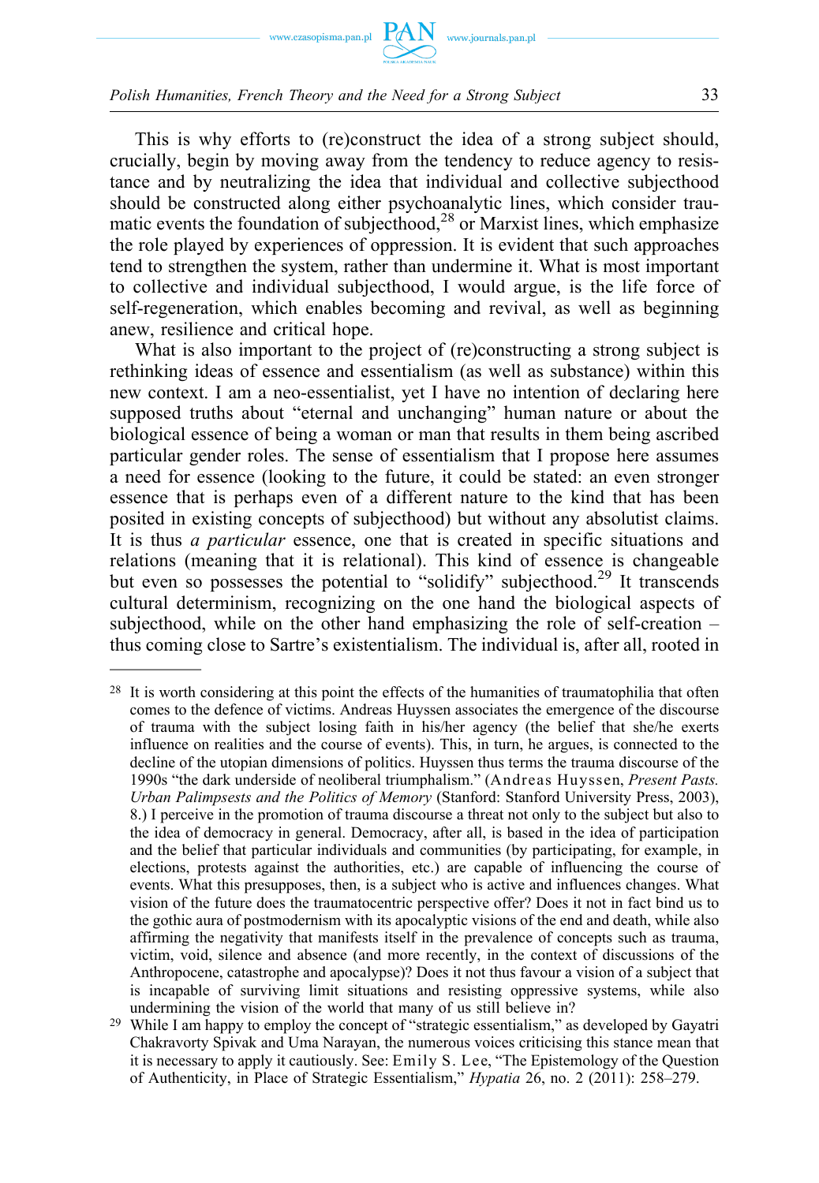This is why efforts to (re)construct the idea of a strong subject should, crucially, begin by moving away from the tendency to reduce agency to resistance and by neutralizing the idea that individual and collective subjecthood should be constructed along either psychoanalytic lines, which consider traumatic events the foundation of subjecthood,[28] or Marxist lines, which emphasize the role played by experiences of oppression. It is evident that such approaches tend to strengthen the system, rather than undermine it. What is most important to collective and individual subjecthood, I would argue, is the life force of self-regeneration, which enables becoming and revival, as well as beginning anew, resilience and critical hope.

What is also important to the project of (re)constructing a strong subject is rethinking ideas of essence and essentialism (as well as substance) within this new context. I am a neo-essentialist, yet I have no intention of declaring here supposed truths about "eternal and unchanging" human nature or about the biological essence of being a woman or man that results in them being ascribed particular gender roles. The sense of essentialism that I propose here assumes a need for essence (looking to the future, it could be stated: an even stronger essence that is perhaps even of a different nature to the kind that has been posited in existing concepts of subjecthood) but without any absolutist claims. It is thus *a particular* essence, one that is created in specific situations and relations (meaning that it is relational). This kind of essence is changeable but even so possesses the potential to "solidify" subjecthood.[29] It transcends cultural determinism, recognizing on the one hand the biological aspects of subjecthood, while on the other hand emphasizing the role of self-creation – thus coming close to Sartre's existentialism. The individual is, after all, rooted in

---

[28] It is worth considering at this point the effects of the humanities of traumatophilia that often comes to the defence of victims. Andreas Huyssen associates the emergence of the discourse of trauma with the subject losing faith in his/her agency (the belief that she/he exerts influence on realities and the course of events). This, in turn, he argues, is connected to the decline of the utopian dimensions of politics. Huyssen thus terms the trauma discourse of the 1990s "the dark underside of neoliberal triumphalism." (Andreas Huyssen, *Present Pasts. Urban Palimpsests and the Politics of Memory* (Stanford: Stanford University Press, 2003), 8.) I perceive in the promotion of trauma discourse a threat not only to the subject but also to the idea of democracy in general. Democracy, after all, is based in the idea of participation and the belief that particular individuals and communities (by participating, for example, in elections, protests against the authorities, etc.) are capable of influencing the course of events. What this presupposes, then, is a subject who is active and influences changes. What vision of the future does the traumatocentric perspective offer? Does it not in fact bind us to the gothic aura of postmodernism with its apocalyptic visions of the end and death, while also affirming the negativity that manifests itself in the prevalence of concepts such as trauma, victim, void, silence and absence (and more recently, in the context of discussions of the Anthropocene, catastrophe and apocalypse)? Does it not thus favour a vision of a subject that is incapable of surviving limit situations and resisting oppressive systems, while also undermining the vision of the world that many of us still believe in?

[29] While I am happy to employ the concept of "strategic essentialism," as developed by Gayatri Chakravorty Spivak and Uma Narayan, the numerous voices criticising this stance mean that it is necessary to apply it cautiously. See: Emily S. Lee, "The Epistemology of the Question of Authenticity, in Place of Strategic Essentialism," *Hypatia* 26, no. 2 (2011): 258–279.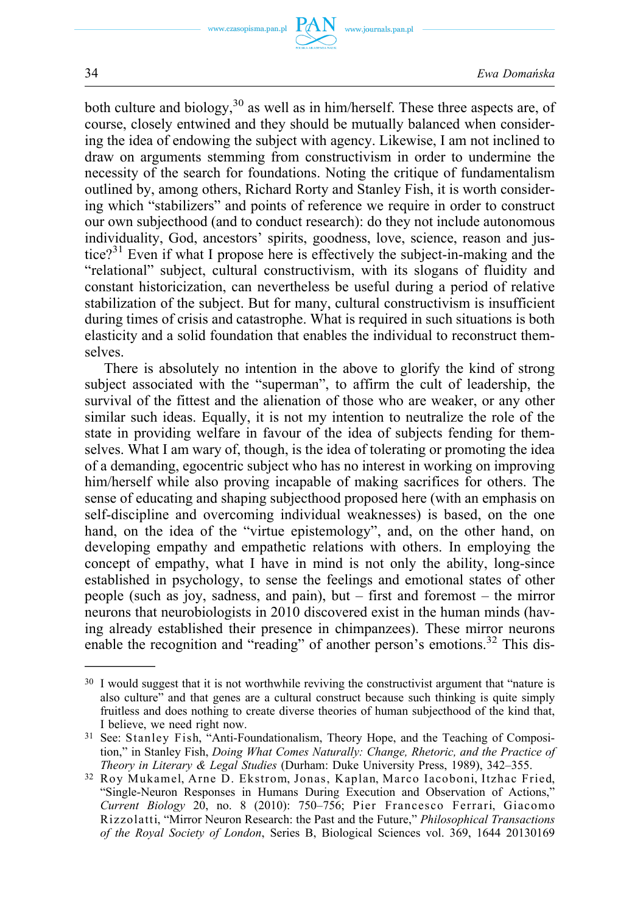both culture and biology,[30] as well as in him/herself. These three aspects are, of course, closely entwined and they should be mutually balanced when considering the idea of endowing the subject with agency. Likewise, I am not inclined to draw on arguments stemming from constructivism in order to undermine the necessity of the search for foundations. Noting the critique of fundamentalism outlined by, among others, Richard Rorty and Stanley Fish, it is worth considering which "stabilizers" and points of reference we require in order to construct our own subjecthood (and to conduct research): do they not include autonomous individuality, God, ancestors' spirits, goodness, love, science, reason and justice?[31] Even if what I propose here is effectively the subject-in-making and the "relational" subject, cultural constructivism, with its slogans of fluidity and constant historicization, can nevertheless be useful during a period of relative stabilization of the subject. But for many, cultural constructivism is insufficient during times of crisis and catastrophe. What is required in such situations is both elasticity and a solid foundation that enables the individual to reconstruct themselves.

There is absolutely no intention in the above to glorify the kind of strong subject associated with the "superman", to affirm the cult of leadership, the survival of the fittest and the alienation of those who are weaker, or any other similar such ideas. Equally, it is not my intention to neutralize the role of the state in providing welfare in favour of the idea of subjects fending for themselves. What I am wary of, though, is the idea of tolerating or promoting the idea of a demanding, egocentric subject who has no interest in working on improving him/herself while also proving incapable of making sacrifices for others. The sense of educating and shaping subjecthood proposed here (with an emphasis on self-discipline and overcoming individual weaknesses) is based, on the one hand, on the idea of the "virtue epistemology", and, on the other hand, on developing empathy and empathetic relations with others. In employing the concept of empathy, what I have in mind is not only the ability, long-since established in psychology, to sense the feelings and emotional states of other people (such as joy, sadness, and pain), but – first and foremost – the mirror neurons that neurobiologists in 2010 discovered exist in the human minds (having already established their presence in chimpanzees). These mirror neurons enable the recognition and "reading" of another person's emotions.[32] This dis-

---

[30] I would suggest that it is not worthwhile reviving the constructivist argument that "nature is also culture" and that genes are a cultural construct because such thinking is quite simply fruitless and does nothing to create diverse theories of human subjecthood of the kind that, I believe, we need right now.

[31] See: Stanley Fish, "Anti-Foundationalism, Theory Hope, and the Teaching of Composition," in Stanley Fish, *Doing What Comes Naturally: Change, Rhetoric, and the Practice of Theory in Literary & Legal Studies* (Durham: Duke University Press, 1989), 342–355.

[32] Roy Mukamel, Arne D. Ekstrom, Jonas, Kaplan, Marco Iacoboni, Itzhac Fried, "Single-Neuron Responses in Humans During Execution and Observation of Actions," *Current Biology* 20, no. 8 (2010): 750–756; Pier Francesco Ferrari, Giacomo Rizzolatti, "Mirror Neuron Research: the Past and the Future," *Philosophical Transactions of the Royal Society of London*, Series B, Biological Sciences vol. 369, 1644 20130169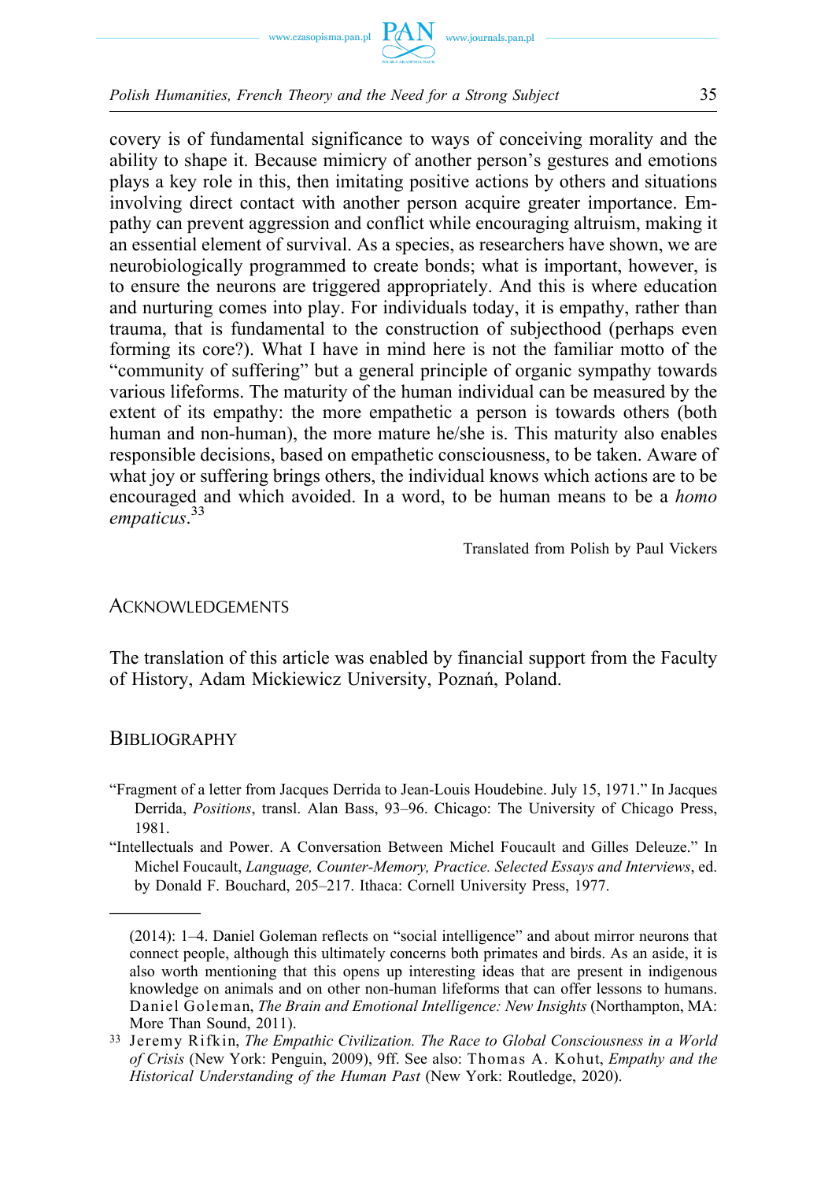covery is of fundamental significance to ways of conceiving morality and the ability to shape it. Because mimicry of another person's gestures and emotions plays a key role in this, then imitating positive actions by others and situations involving direct contact with another person acquire greater importance. Empathy can prevent aggression and conflict while encouraging altruism, making it an essential element of survival. As a species, as researchers have shown, we are neurobiologically programmed to create bonds; what is important, however, is to ensure the neurons are triggered appropriately. And this is where education and nurturing comes into play. For individuals today, it is empathy, rather than trauma, that is fundamental to the construction of subjecthood (perhaps even forming its core?). What I have in mind here is not the familiar motto of the "community of suffering" but a general principle of organic sympathy towards various lifeforms. The maturity of the human individual can be measured by the extent of its empathy: the more empathetic a person is towards others (both human and non-human), the more mature he/she is. This maturity also enables responsible decisions, based on empathetic consciousness, to be taken. Aware of what joy or suffering brings others, the individual knows which actions are to be encouraged and which avoided. In a word, to be human means to be a *homo empaticus*.[33]

Translated from Polish by Paul Vickers

## Acknowledgements

The translation of this article was enabled by financial support from the Faculty of History, Adam Mickiewicz University, Poznań, Poland.

## Bibliography

"Fragment of a letter from Jacques Derrida to Jean-Louis Houdebine. July 15, 1971." In Jacques Derrida, *Positions*, transl. Alan Bass, 93–96. Chicago: The University of Chicago Press, 1981.

"Intellectuals and Power. A Conversation Between Michel Foucault and Gilles Deleuze." In Michel Foucault, *Language, Counter-Memory, Practice. Selected Essays and Interviews*, ed. by Donald F. Bouchard, 205–217. Ithaca: Cornell University Press, 1977.

---

(2014): 1–4. Daniel Goleman reflects on "social intelligence" and about mirror neurons that connect people, although this ultimately concerns both primates and birds. As an aside, it is also worth mentioning that this opens up interesting ideas that are present in indigenous knowledge on animals and on other non-human lifeforms that can offer lessons to humans. Daniel Goleman, *The Brain and Emotional Intelligence: New Insights* (Northampton, MA: More Than Sound, 2011).

[33] Jeremy Rifkin, *The Empathic Civilization. The Race to Global Consciousness in a World of Crisis* (New York: Penguin, 2009), 9ff. See also: Thomas A. Kohut, *Empathy and the Historical Understanding of the Human Past* (New York: Routledge, 2020).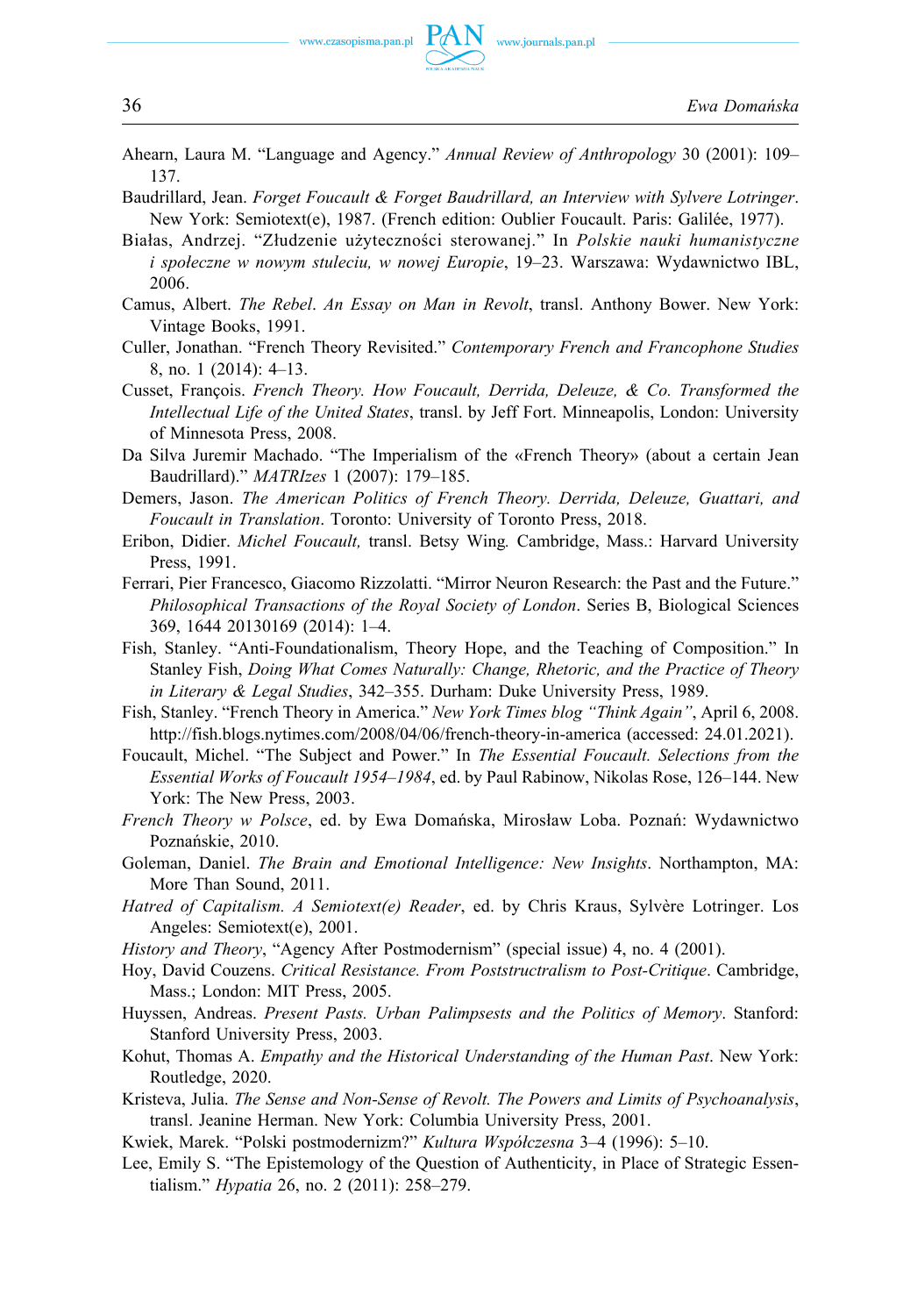Ahearn, Laura M. “Language and Agency.” *Annual Review of Anthropology* 30 (2001): 109–137.

Baudrillard, Jean. *Forget Foucault & Forget Baudrillard, an Interview with Sylvere Lotringer*. New York: Semiotext(e), 1987. (French edition: Oublier Foucault. Paris: Galilée, 1977).

Białas, Andrzej. “Złudzenie użyteczności sterowanej.” In *Polskie nauki humanistyczne i społeczne w nowym stuleciu, w nowej Europie*, 19–23. Warszawa: Wydawnictwo IBL, 2006.

Camus, Albert. *The Rebel*. *An Essay on Man in Revolt*, transl. Anthony Bower. New York: Vintage Books, 1991.

Culler, Jonathan. “French Theory Revisited.” *Contemporary French and Francophone Studies* 8, no. 1 (2014): 4–13.

Cusset, François. *French Theory. How Foucault, Derrida, Deleuze, & Co. Transformed the Intellectual Life of the United States*, transl. by Jeff Fort. Minneapolis, London: University of Minnesota Press, 2008.

Da Silva Juremir Machado. “The Imperialism of the «French Theory» (about a certain Jean Baudrillard).” *MATRIzes* 1 (2007): 179–185.

Demers, Jason. *The American Politics of French Theory. Derrida, Deleuze, Guattari, and Foucault in Translation*. Toronto: University of Toronto Press, 2018.

Eribon, Didier. *Michel Foucault,* transl. Betsy Wing*.* Cambridge, Mass.: Harvard University Press, 1991.

Ferrari, Pier Francesco, Giacomo Rizzolatti. “Mirror Neuron Research: the Past and the Future.” *Philosophical Transactions of the Royal Society of London*. Series B, Biological Sciences 369, 1644 20130169 (2014): 1–4.

Fish, Stanley. “Anti-Foundationalism, Theory Hope, and the Teaching of Composition.” In Stanley Fish, *Doing What Comes Naturally: Change, Rhetoric, and the Practice of Theory in Literary & Legal Studies*, 342–355. Durham: Duke University Press, 1989.

Fish, Stanley. “French Theory in America.” *New York Times blog “Think Again”*, April 6, 2008. http://fish.blogs.nytimes.com/2008/04/06/french-theory-in-america (accessed: 24.01.2021).

Foucault, Michel. “The Subject and Power.” In *The Essential Foucault. Selections from the Essential Works of Foucault 1954–1984*, ed. by Paul Rabinow, Nikolas Rose, 126–144. New York: The New Press, 2003.

*French Theory w Polsce*, ed. by Ewa Domańska, Mirosław Loba. Poznań: Wydawnictwo Poznańskie, 2010.

Goleman, Daniel. *The Brain and Emotional Intelligence: New Insights*. Northampton, MA: More Than Sound, 2011.

*Hatred of Capitalism. A Semiotext(e) Reader*, ed. by Chris Kraus, Sylvère Lotringer. Los Angeles: Semiotext(e), 2001.

*History and Theory*, “Agency After Postmodernism” (special issue) 4, no. 4 (2001).

Hoy, David Couzens. *Critical Resistance. From Poststructralism to Post-Critique*. Cambridge, Mass.; London: MIT Press, 2005.

Huyssen, Andreas. *Present Pasts. Urban Palimpsests and the Politics of Memory*. Stanford: Stanford University Press, 2003.

Kohut, Thomas A. *Empathy and the Historical Understanding of the Human Past*. New York: Routledge, 2020.

Kristeva, Julia. *The Sense and Non-Sense of Revolt. The Powers and Limits of Psychoanalysis*, transl. Jeanine Herman. New York: Columbia University Press, 2001.

Kwiek, Marek. “Polski postmodernizm?” *Kultura Współczesna* 3–4 (1996): 5–10.

Lee, Emily S. “The Epistemology of the Question of Authenticity, in Place of Strategic Essentialism.” *Hypatia* 26, no. 2 (2011): 258–279.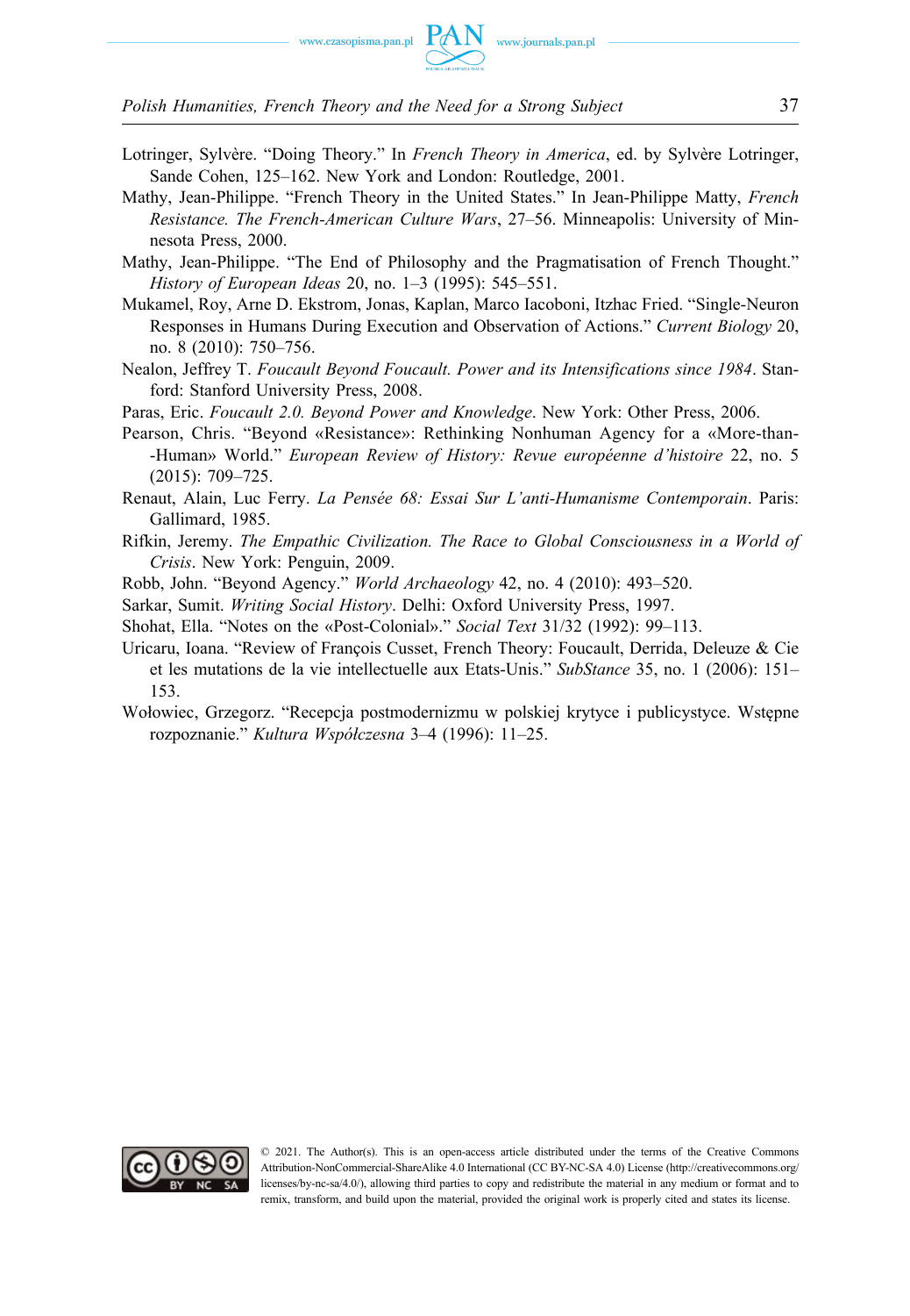Lotringer, Sylvère. “Doing Theory.” In *French Theory in America*, ed. by Sylvère Lotringer, Sande Cohen, 125–162. New York and London: Routledge, 2001.

Mathy, Jean-Philippe. “French Theory in the United States.” In Jean-Philippe Matty, *French Resistance. The French-American Culture Wars*, 27–56. Minneapolis: University of Minnesota Press, 2000.

Mathy, Jean-Philippe. “The End of Philosophy and the Pragmatisation of French Thought.” *History of European Ideas* 20, no. 1–3 (1995): 545–551.

Mukamel, Roy, Arne D. Ekstrom, Jonas, Kaplan, Marco Iacoboni, Itzhac Fried. “Single-Neuron Responses in Humans During Execution and Observation of Actions.” *Current Biology* 20, no. 8 (2010): 750–756.

Nealon, Jeffrey T. *Foucault Beyond Foucault. Power and its Intensifications since 1984*. Stanford: Stanford University Press, 2008.

Paras, Eric. *Foucault 2.0. Beyond Power and Knowledge*. New York: Other Press, 2006.

Pearson, Chris. “Beyond «Resistance»: Rethinking Nonhuman Agency for a «More-than--Human» World.” *European Review of History: Revue européenne d’histoire* 22, no. 5 (2015): 709–725.

Renaut, Alain, Luc Ferry. *La Pensée 68: Essai Sur L’anti-Humanisme Contemporain*. Paris: Gallimard, 1985.

Rifkin, Jeremy. *The Empathic Civilization. The Race to Global Consciousness in a World of Crisis*. New York: Penguin, 2009.

Robb, John. “Beyond Agency.” *World Archaeology* 42, no. 4 (2010): 493–520.

Sarkar, Sumit. *Writing Social History*. Delhi: Oxford University Press, 1997.

Shohat, Ella. “Notes on the «Post-Colonial».” *Social Text* 31/32 (1992): 99–113.

Uricaru, Ioana. “Review of François Cusset, French Theory: Foucault, Derrida, Deleuze & Cie et les mutations de la vie intellectuelle aux Etats-Unis.” *SubStance* 35, no. 1 (2006): 151–153.

Wołowiec, Grzegorz. “Recepcja postmodernizmu w polskiej krytyce i publicystyce. Wstępne rozpoznanie.” *Kultura Współczesna* 3–4 (1996): 11–25.

© 2021. The Author(s). This is an open-access article distributed under the terms of the Creative Commons Attribution-NonCommercial-ShareAlike 4.0 International (CC BY-NC-SA 4.0) License (http://creativecommons.org/licenses/by-nc-sa/4.0/), allowing third parties to copy and redistribute the material in any medium or format and to remix, transform, and build upon the material, provided the original work is properly cited and states its license.